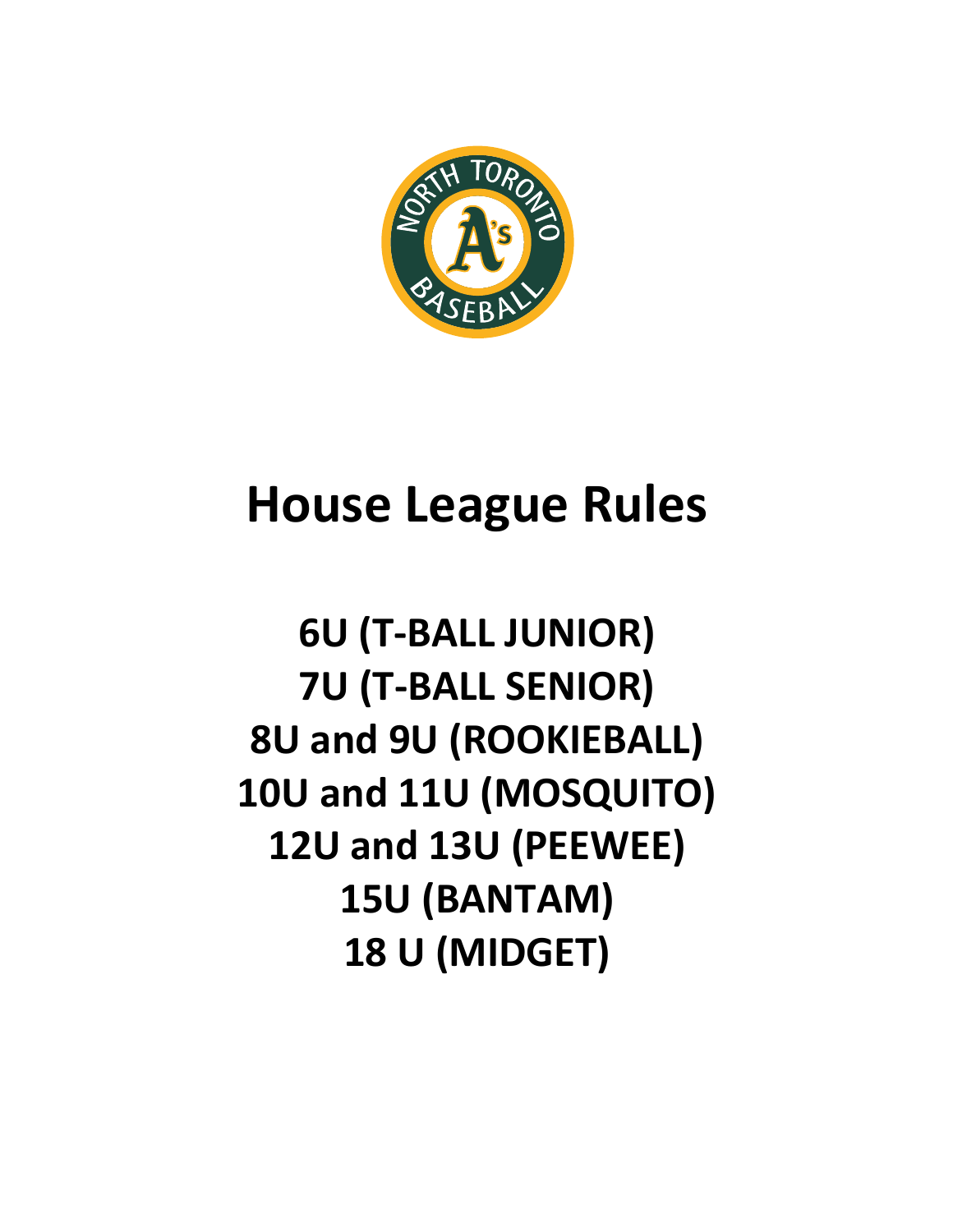# House League Rules

## 6U (T-BALL JUNIOR)
## 7U (T-BALL SENIOR)
## 8U and 9U (ROOKIEBALL)
## 10U and 11U (MOSQUITO)
## 12U and 13U (PEEWEE)
## 15U (BANTAM)
## 18 U (MIDGET)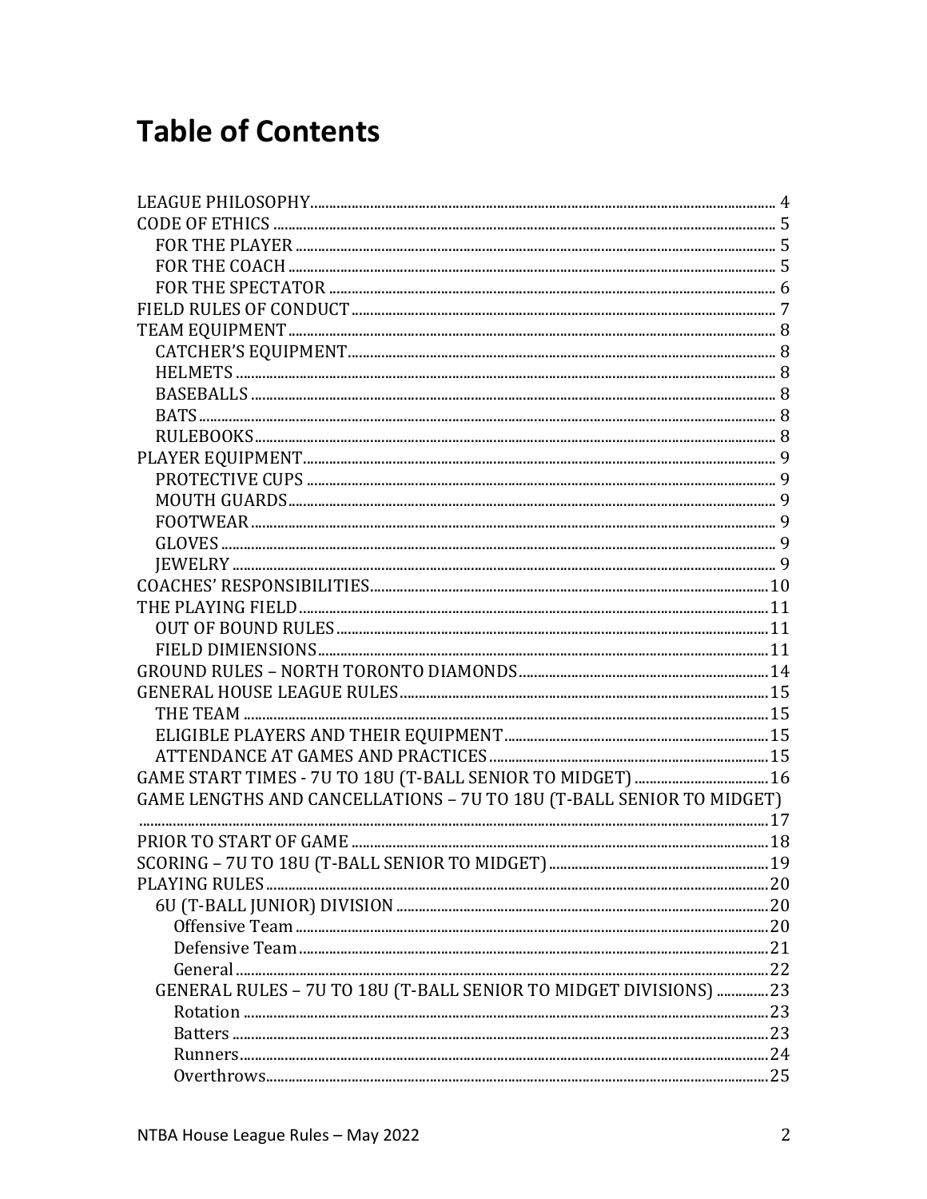# Table of Contents

- LEAGUE PHILOSOPHY ........ 4
- CODE OF ETHICS ........ 5
  - FOR THE PLAYER ........ 5
  - FOR THE COACH ........ 5
  - FOR THE SPECTATOR ........ 6
- FIELD RULES OF CONDUCT ........ 7
- TEAM EQUIPMENT ........ 8
  - CATCHER'S EQUIPMENT ........ 8
  - HELMETS ........ 8
  - BASEBALLS ........ 8
  - BATS ........ 8
  - RULEBOOKS ........ 8
- PLAYER EQUIPMENT ........ 9
  - PROTECTIVE CUPS ........ 9
  - MOUTH GUARDS ........ 9
  - FOOTWEAR ........ 9
  - GLOVES ........ 9
  - JEWELRY ........ 9
- COACHES' RESPONSIBILITIES ........ 10
- THE PLAYING FIELD ........ 11
  - OUT OF BOUND RULES ........ 11
  - FIELD DIMIENSIONS ........ 11
- GROUND RULES – NORTH TORONTO DIAMONDS ........ 14
- GENERAL HOUSE LEAGUE RULES ........ 15
  - THE TEAM ........ 15
  - ELIGIBLE PLAYERS AND THEIR EQUIPMENT ........ 15
  - ATTENDANCE AT GAMES AND PRACTICES ........ 15
- GAME START TIMES - 7U TO 18U (T-BALL SENIOR TO MIDGET) ........ 16
- GAME LENGTHS AND CANCELLATIONS – 7U TO 18U (T-BALL SENIOR TO MIDGET) ........ 17
- PRIOR TO START OF GAME ........ 18
- SCORING – 7U TO 18U (T-BALL SENIOR TO MIDGET) ........ 19
- PLAYING RULES ........ 20
  - 6U (T-BALL JUNIOR) DIVISION ........ 20
    - Offensive Team ........ 20
    - Defensive Team ........ 21
    - General ........ 22
  - GENERAL RULES – 7U TO 18U (T-BALL SENIOR TO MIDGET DIVISIONS) ........ 23
    - Rotation ........ 23
    - Batters ........ 23
    - Runners ........ 24
    - Overthrows ........ 25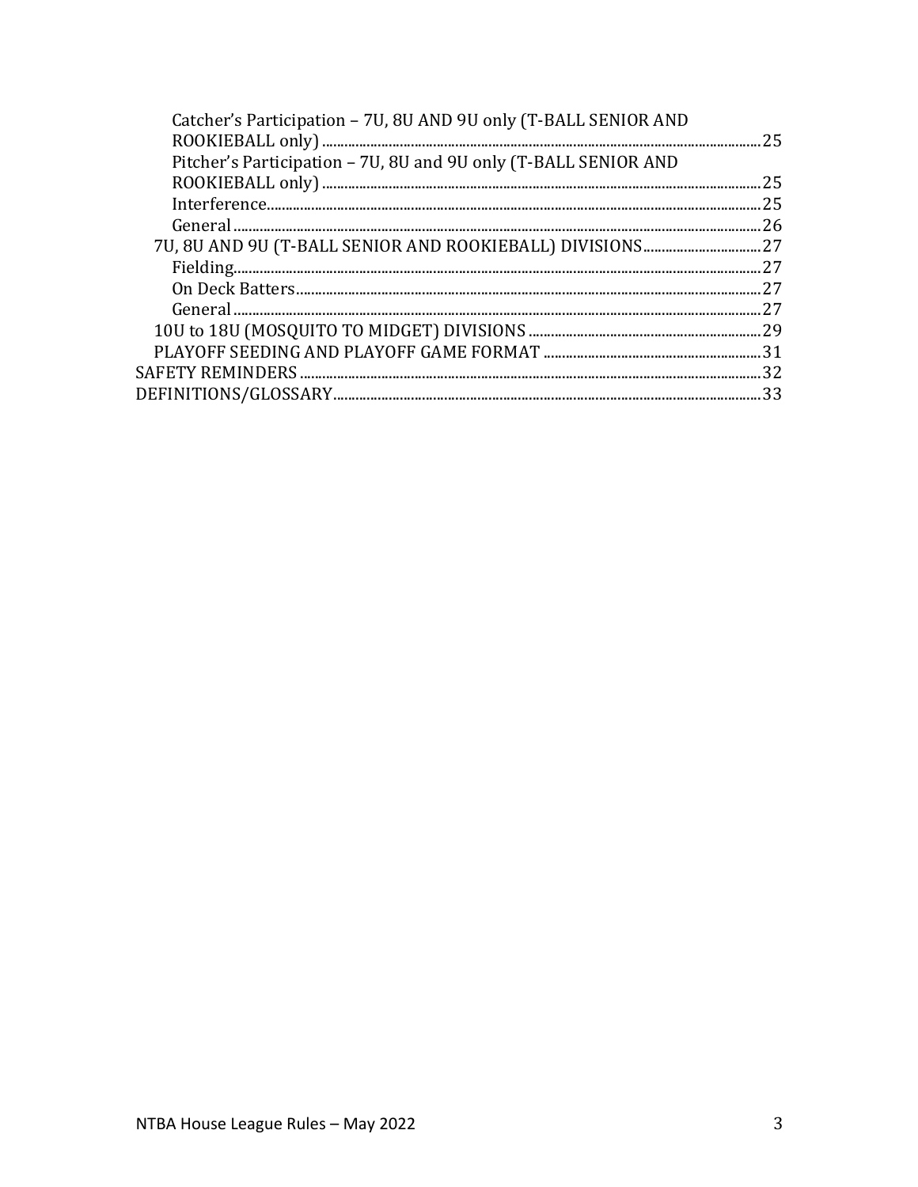- Catcher's Participation – 7U, 8U AND 9U only (T-BALL SENIOR AND ROOKIEBALL only) ........ 25
- Pitcher's Participation – 7U, 8U and 9U only (T-BALL SENIOR AND ROOKIEBALL only) ........ 25
- Interference........ 25
- General ........ 26

7U, 8U AND 9U (T-BALL SENIOR AND ROOKIEBALL) DIVISIONS........ 27

- Fielding........ 27
- On Deck Batters........ 27
- General ........ 27

10U to 18U (MOSQUITO TO MIDGET) DIVISIONS ........ 29

PLAYOFF SEEDING AND PLAYOFF GAME FORMAT ........ 31

SAFETY REMINDERS ........ 32

DEFINITIONS/GLOSSARY........ 33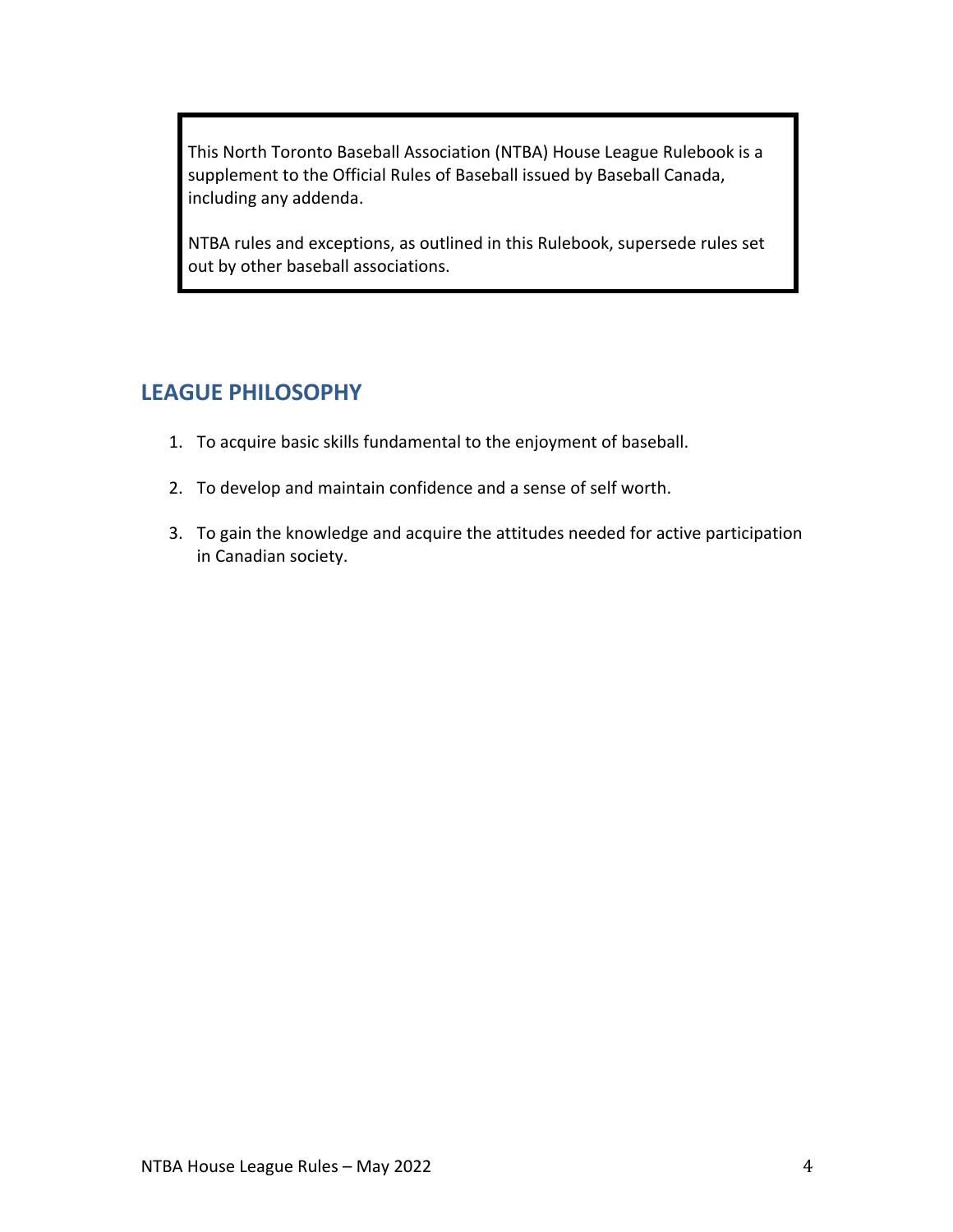This North Toronto Baseball Association (NTBA) House League Rulebook is a supplement to the Official Rules of Baseball issued by Baseball Canada, including any addenda.

NTBA rules and exceptions, as outlined in this Rulebook, supersede rules set out by other baseball associations.

## LEAGUE PHILOSOPHY

1. To acquire basic skills fundamental to the enjoyment of baseball.
2. To develop and maintain confidence and a sense of self worth.
3. To gain the knowledge and acquire the attitudes needed for active participation in Canadian society.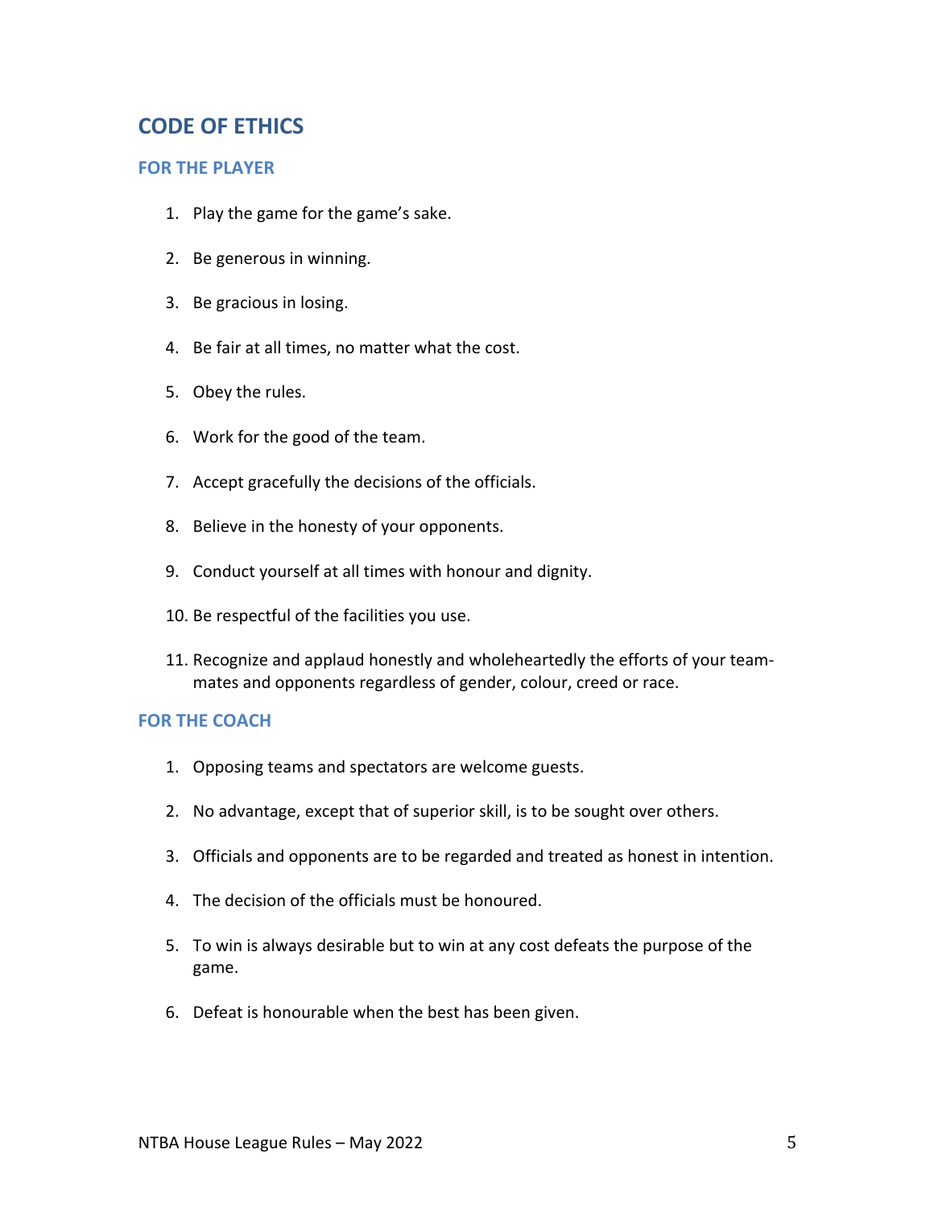## CODE OF ETHICS

### FOR THE PLAYER

1. Play the game for the game's sake.
2. Be generous in winning.
3. Be gracious in losing.
4. Be fair at all times, no matter what the cost.
5. Obey the rules.
6. Work for the good of the team.
7. Accept gracefully the decisions of the officials.
8. Believe in the honesty of your opponents.
9. Conduct yourself at all times with honour and dignity.
10. Be respectful of the facilities you use.
11. Recognize and applaud honestly and wholeheartedly the efforts of your team-mates and opponents regardless of gender, colour, creed or race.

### FOR THE COACH

1. Opposing teams and spectators are welcome guests.
2. No advantage, except that of superior skill, is to be sought over others.
3. Officials and opponents are to be regarded and treated as honest in intention.
4. The decision of the officials must be honoured.
5. To win is always desirable but to win at any cost defeats the purpose of the game.
6. Defeat is honourable when the best has been given.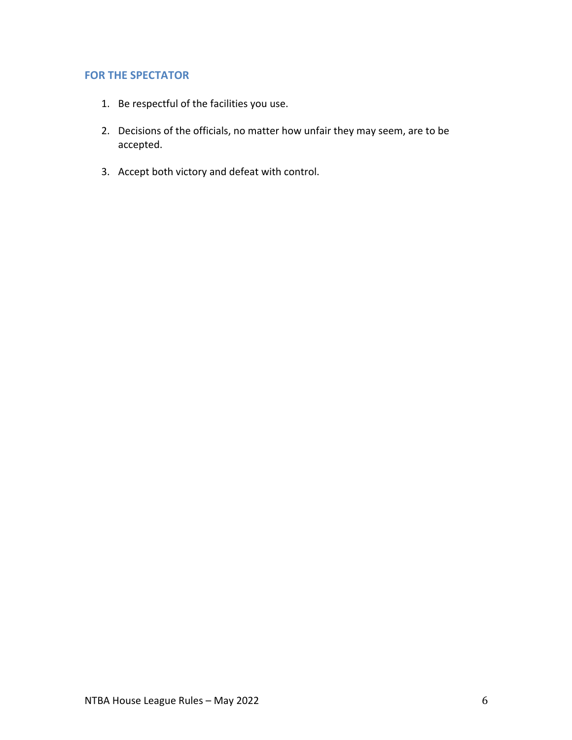## FOR THE SPECTATOR

1. Be respectful of the facilities you use.

2. Decisions of the officials, no matter how unfair they may seem, are to be accepted.

3. Accept both victory and defeat with control.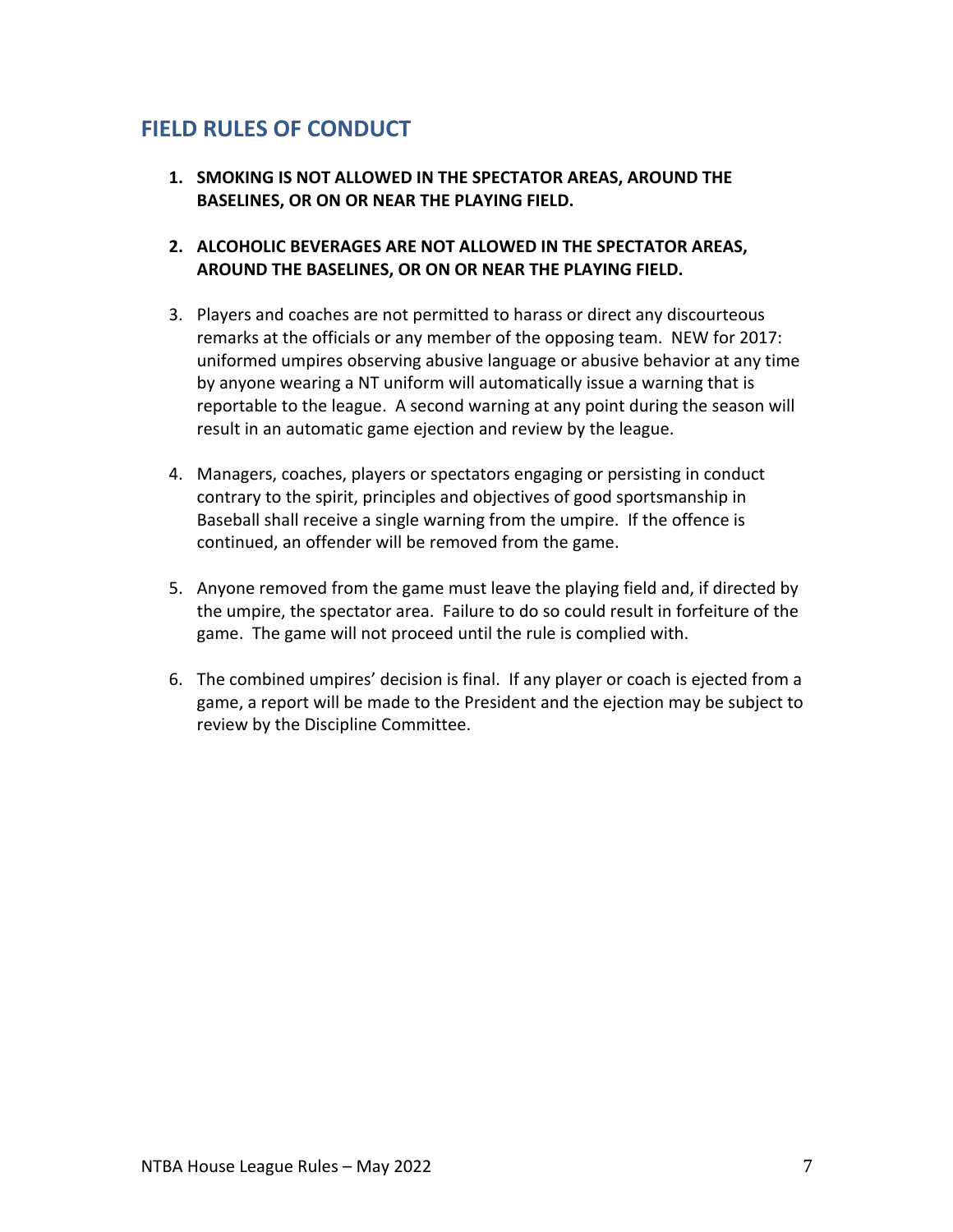## FIELD RULES OF CONDUCT

1. **SMOKING IS NOT ALLOWED IN THE SPECTATOR AREAS, AROUND THE BASELINES, OR ON OR NEAR THE PLAYING FIELD.**

2. **ALCOHOLIC BEVERAGES ARE NOT ALLOWED IN THE SPECTATOR AREAS, AROUND THE BASELINES, OR ON OR NEAR THE PLAYING FIELD.**

3. Players and coaches are not permitted to harass or direct any discourteous remarks at the officials or any member of the opposing team. NEW for 2017: uniformed umpires observing abusive language or abusive behavior at any time by anyone wearing a NT uniform will automatically issue a warning that is reportable to the league. A second warning at any point during the season will result in an automatic game ejection and review by the league.

4. Managers, coaches, players or spectators engaging or persisting in conduct contrary to the spirit, principles and objectives of good sportsmanship in Baseball shall receive a single warning from the umpire. If the offence is continued, an offender will be removed from the game.

5. Anyone removed from the game must leave the playing field and, if directed by the umpire, the spectator area. Failure to do so could result in forfeiture of the game. The game will not proceed until the rule is complied with.

6. The combined umpires' decision is final. If any player or coach is ejected from a game, a report will be made to the President and the ejection may be subject to review by the Discipline Committee.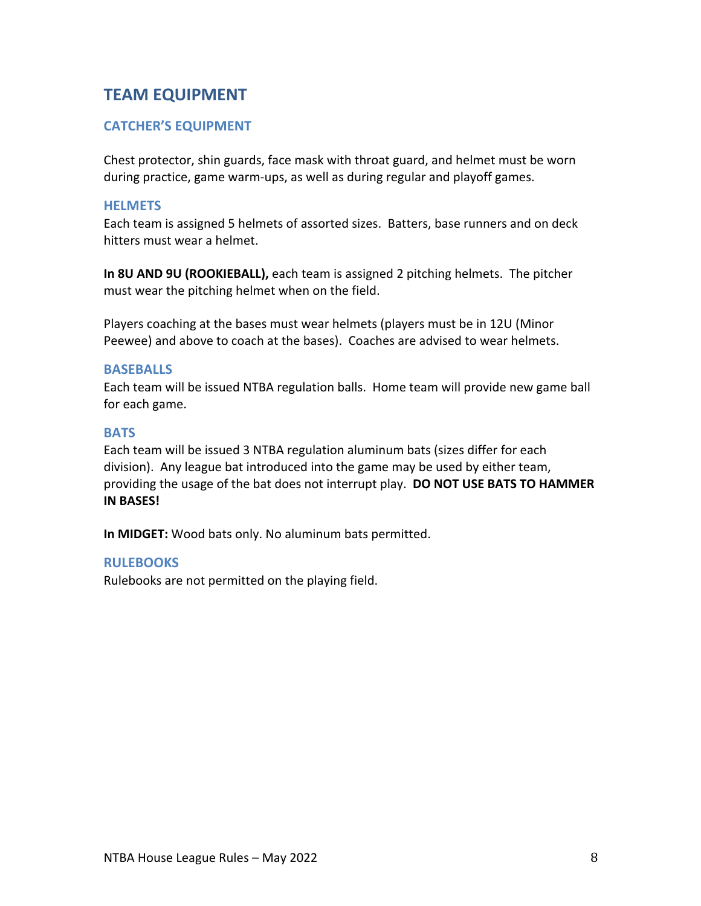## TEAM EQUIPMENT

### CATCHER'S EQUIPMENT

Chest protector, shin guards, face mask with throat guard, and helmet must be worn during practice, game warm-ups, as well as during regular and playoff games.

### HELMETS

Each team is assigned 5 helmets of assorted sizes. Batters, base runners and on deck hitters must wear a helmet.

**In 8U AND 9U (ROOKIEBALL),** each team is assigned 2 pitching helmets. The pitcher must wear the pitching helmet when on the field.

Players coaching at the bases must wear helmets (players must be in 12U (Minor Peewee) and above to coach at the bases). Coaches are advised to wear helmets.

### BASEBALLS

Each team will be issued NTBA regulation balls. Home team will provide new game ball for each game.

### BATS

Each team will be issued 3 NTBA regulation aluminum bats (sizes differ for each division). Any league bat introduced into the game may be used by either team, providing the usage of the bat does not interrupt play. **DO NOT USE BATS TO HAMMER IN BASES!**

**In MIDGET:** Wood bats only. No aluminum bats permitted.

### RULEBOOKS

Rulebooks are not permitted on the playing field.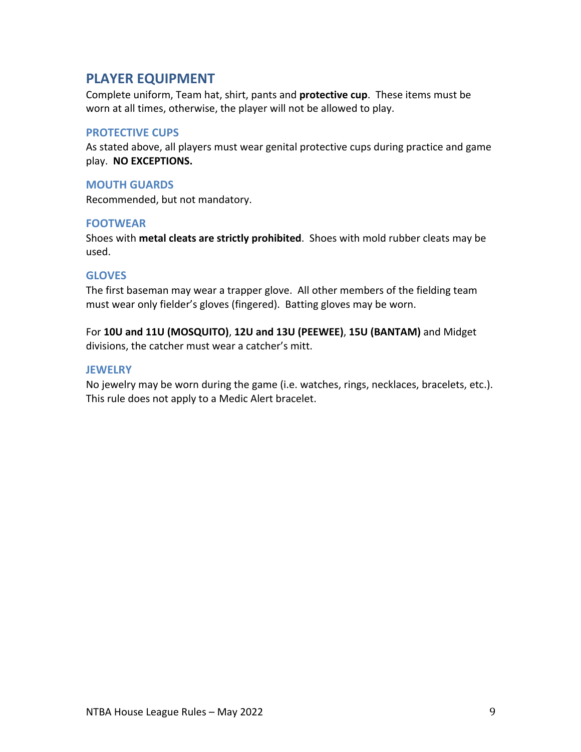## PLAYER EQUIPMENT

Complete uniform, Team hat, shirt, pants and **protective cup**. These items must be worn at all times, otherwise, the player will not be allowed to play.

### PROTECTIVE CUPS

As stated above, all players must wear genital protective cups during practice and game play. **NO EXCEPTIONS.**

### MOUTH GUARDS

Recommended, but not mandatory.

### FOOTWEAR

Shoes with **metal cleats are strictly prohibited**. Shoes with mold rubber cleats may be used.

### GLOVES

The first baseman may wear a trapper glove. All other members of the fielding team must wear only fielder's gloves (fingered). Batting gloves may be worn.

For **10U and 11U (MOSQUITO)**, **12U and 13U (PEEWEE)**, **15U (BANTAM)** and Midget divisions, the catcher must wear a catcher's mitt.

### JEWELRY

No jewelry may be worn during the game (i.e. watches, rings, necklaces, bracelets, etc.). This rule does not apply to a Medic Alert bracelet.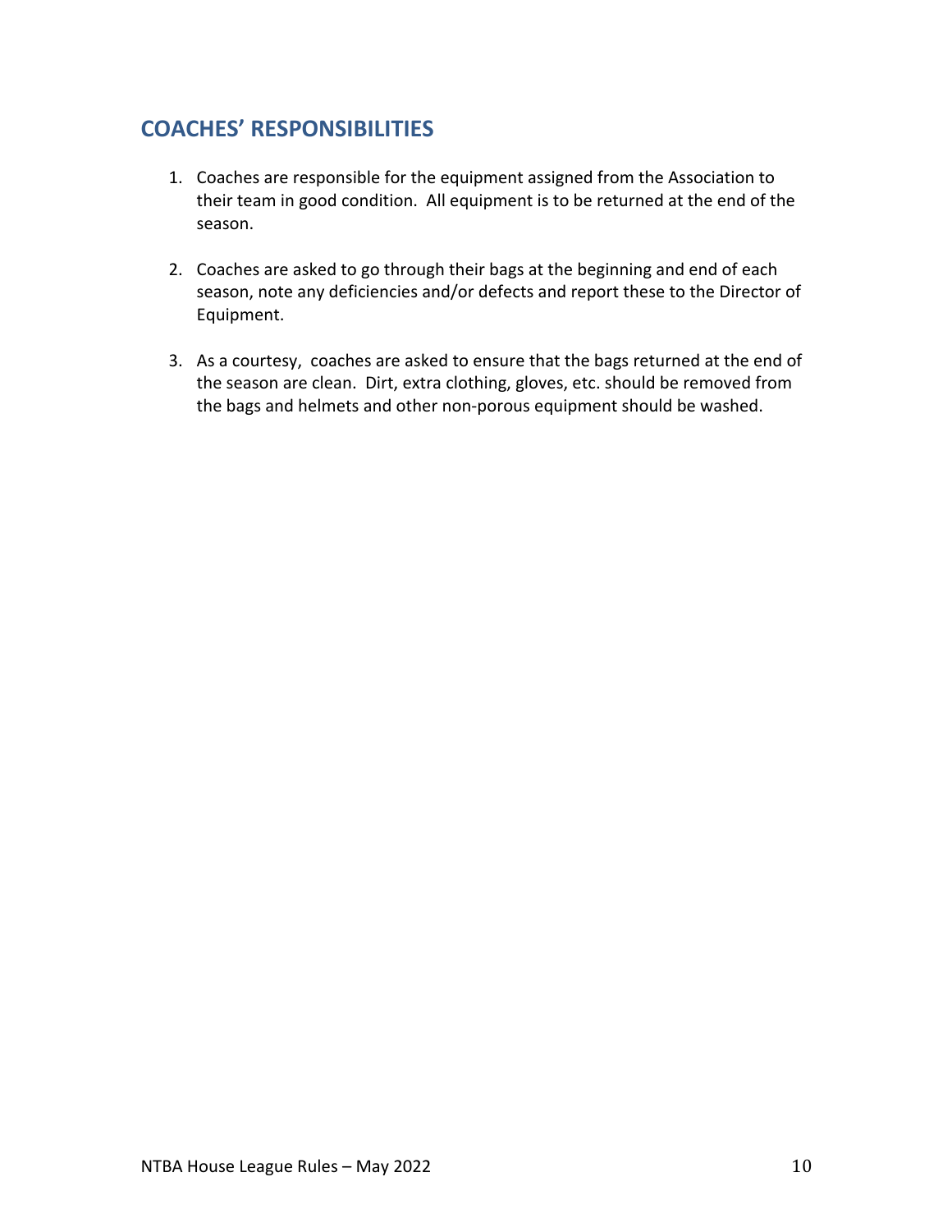## COACHES' RESPONSIBILITIES

1. Coaches are responsible for the equipment assigned from the Association to their team in good condition. All equipment is to be returned at the end of the season.

2. Coaches are asked to go through their bags at the beginning and end of each season, note any deficiencies and/or defects and report these to the Director of Equipment.

3. As a courtesy, coaches are asked to ensure that the bags returned at the end of the season are clean. Dirt, extra clothing, gloves, etc. should be removed from the bags and helmets and other non-porous equipment should be washed.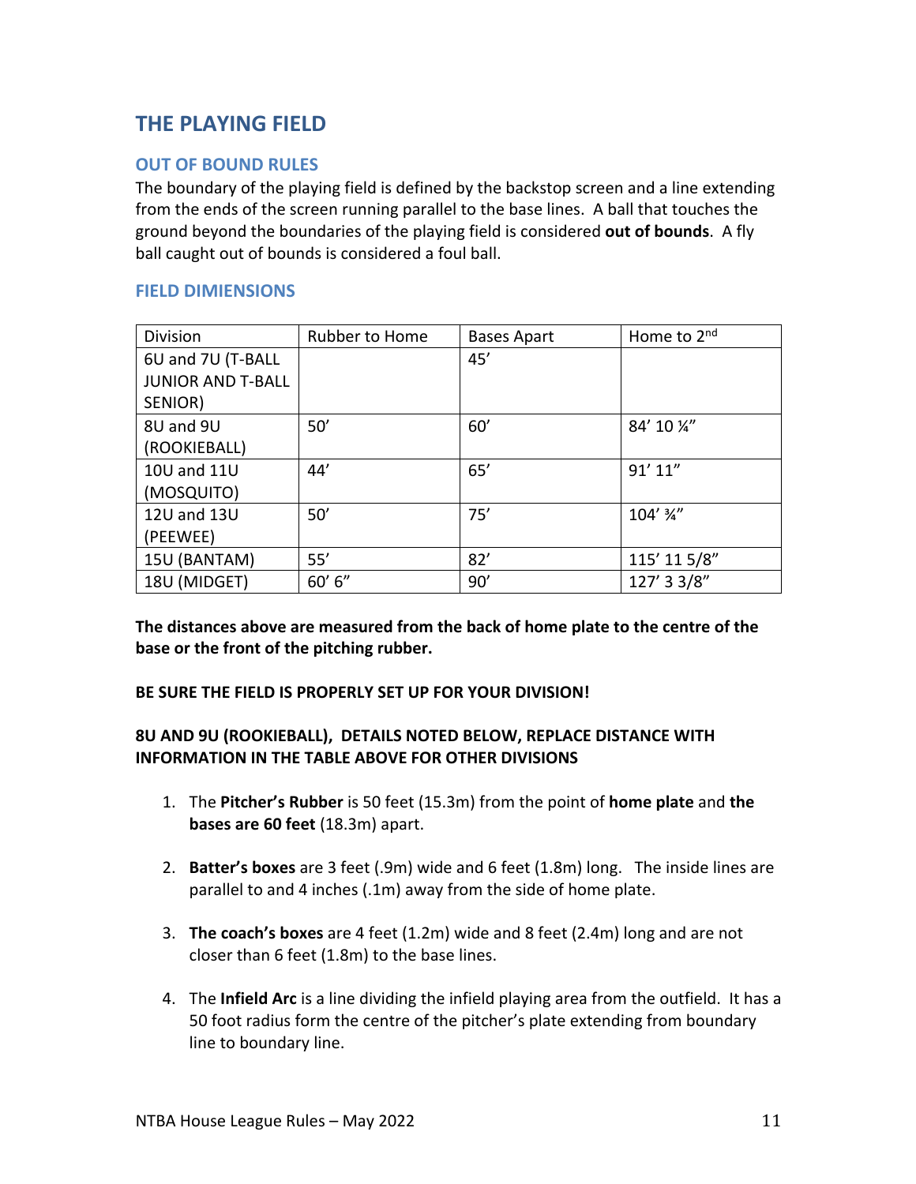## THE PLAYING FIELD

### OUT OF BOUND RULES

The boundary of the playing field is defined by the backstop screen and a line extending from the ends of the screen running parallel to the base lines. A ball that touches the ground beyond the boundaries of the playing field is considered **out of bounds**. A fly ball caught out of bounds is considered a foul ball.

### FIELD DIMIENSIONS

| Division | Rubber to Home | Bases Apart | Home to 2nd |
|---|---|---|---|
| 6U and 7U (T-BALL JUNIOR AND T-BALL SENIOR) | | 45’ | |
| 8U and 9U (ROOKIEBALL) | 50’ | 60’ | 84’ 10 ¼” |
| 10U and 11U (MOSQUITO) | 44’ | 65’ | 91’ 11” |
| 12U and 13U (PEEWEE) | 50’ | 75’ | 104’ ¾” |
| 15U (BANTAM) | 55’ | 82’ | 115’ 11 5/8” |
| 18U (MIDGET) | 60’ 6” | 90’ | 127’ 3 3/8” |

**The distances above are measured from the back of home plate to the centre of the base or the front of the pitching rubber.**

**BE SURE THE FIELD IS PROPERLY SET UP FOR YOUR DIVISION!**

**8U AND 9U (ROOKIEBALL), DETAILS NOTED BELOW, REPLACE DISTANCE WITH INFORMATION IN THE TABLE ABOVE FOR OTHER DIVISIONS**

1. The **Pitcher’s Rubber** is 50 feet (15.3m) from the point of **home plate** and **the bases are 60 feet** (18.3m) apart.
2. **Batter’s boxes** are 3 feet (.9m) wide and 6 feet (1.8m) long. The inside lines are parallel to and 4 inches (.1m) away from the side of home plate.
3. **The coach’s boxes** are 4 feet (1.2m) wide and 8 feet (2.4m) long and are not closer than 6 feet (1.8m) to the base lines.
4. The **Infield Arc** is a line dividing the infield playing area from the outfield. It has a 50 foot radius form the centre of the pitcher’s plate extending from boundary line to boundary line.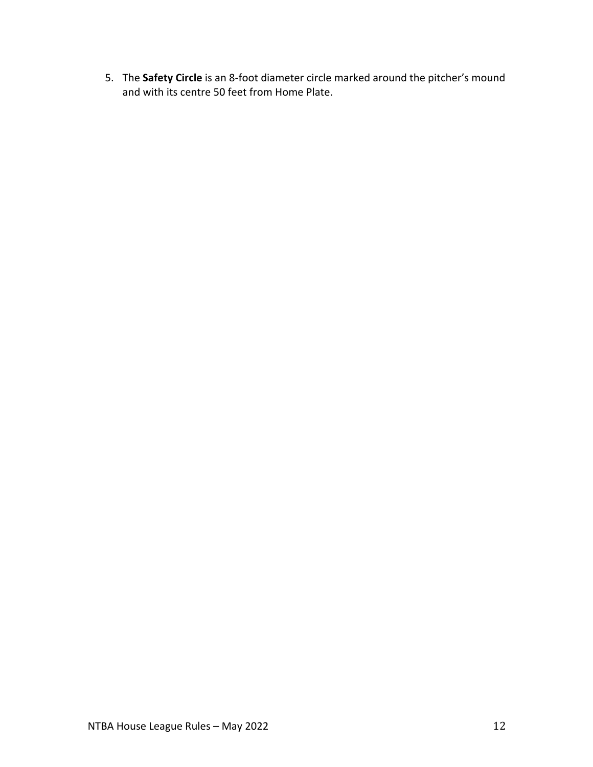5. The **Safety Circle** is an 8-foot diameter circle marked around the pitcher's mound and with its centre 50 feet from Home Plate.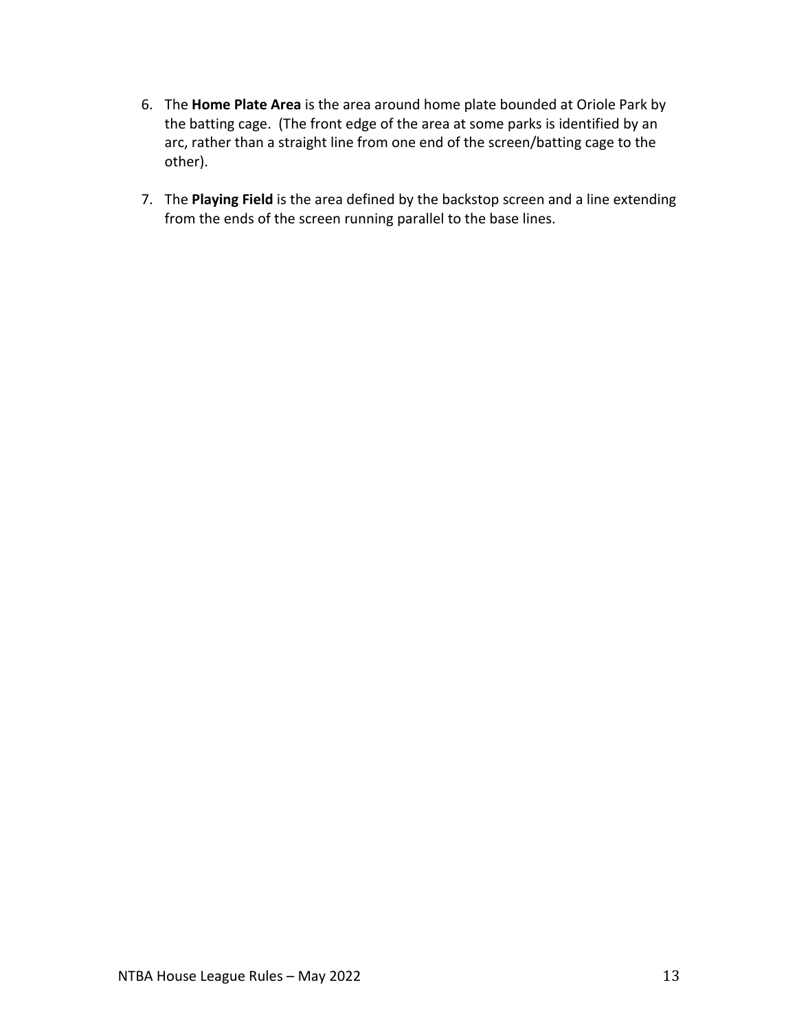6. The **Home Plate Area** is the area around home plate bounded at Oriole Park by the batting cage. (The front edge of the area at some parks is identified by an arc, rather than a straight line from one end of the screen/batting cage to the other).

7. The **Playing Field** is the area defined by the backstop screen and a line extending from the ends of the screen running parallel to the base lines.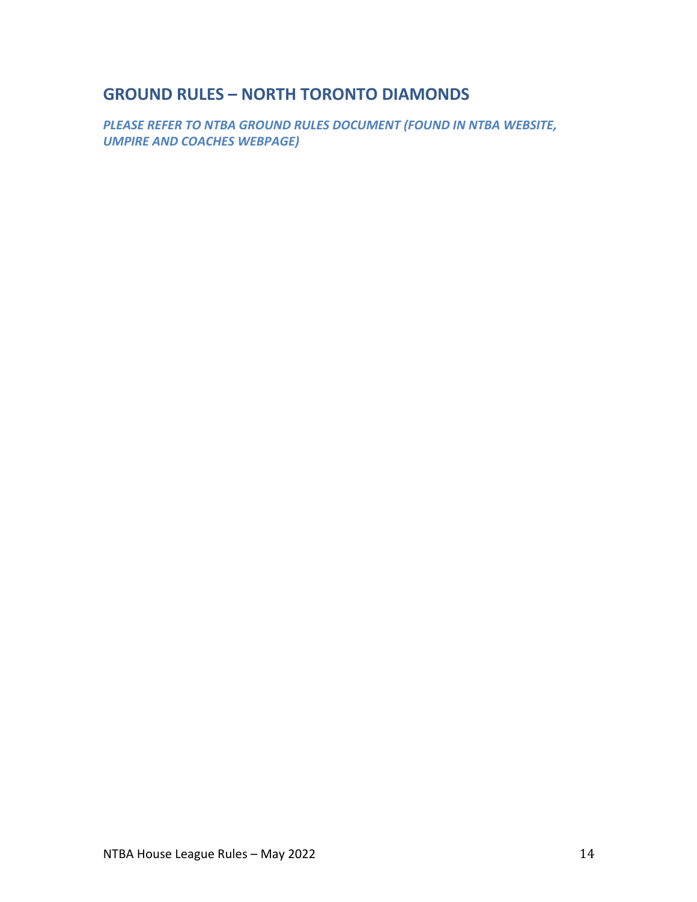## GROUND RULES – NORTH TORONTO DIAMONDS

***PLEASE REFER TO NTBA GROUND RULES DOCUMENT (FOUND IN NTBA WEBSITE, UMPIRE AND COACHES WEBPAGE)***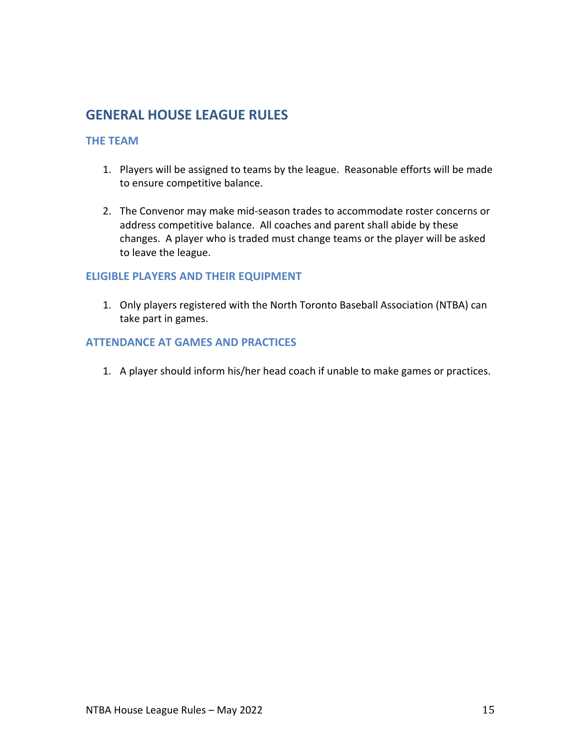# GENERAL HOUSE LEAGUE RULES

## THE TEAM

1. Players will be assigned to teams by the league. Reasonable efforts will be made to ensure competitive balance.

2. The Convenor may make mid-season trades to accommodate roster concerns or address competitive balance. All coaches and parent shall abide by these changes. A player who is traded must change teams or the player will be asked to leave the league.

## ELIGIBLE PLAYERS AND THEIR EQUIPMENT

1. Only players registered with the North Toronto Baseball Association (NTBA) can take part in games.

## ATTENDANCE AT GAMES AND PRACTICES

1. A player should inform his/her head coach if unable to make games or practices.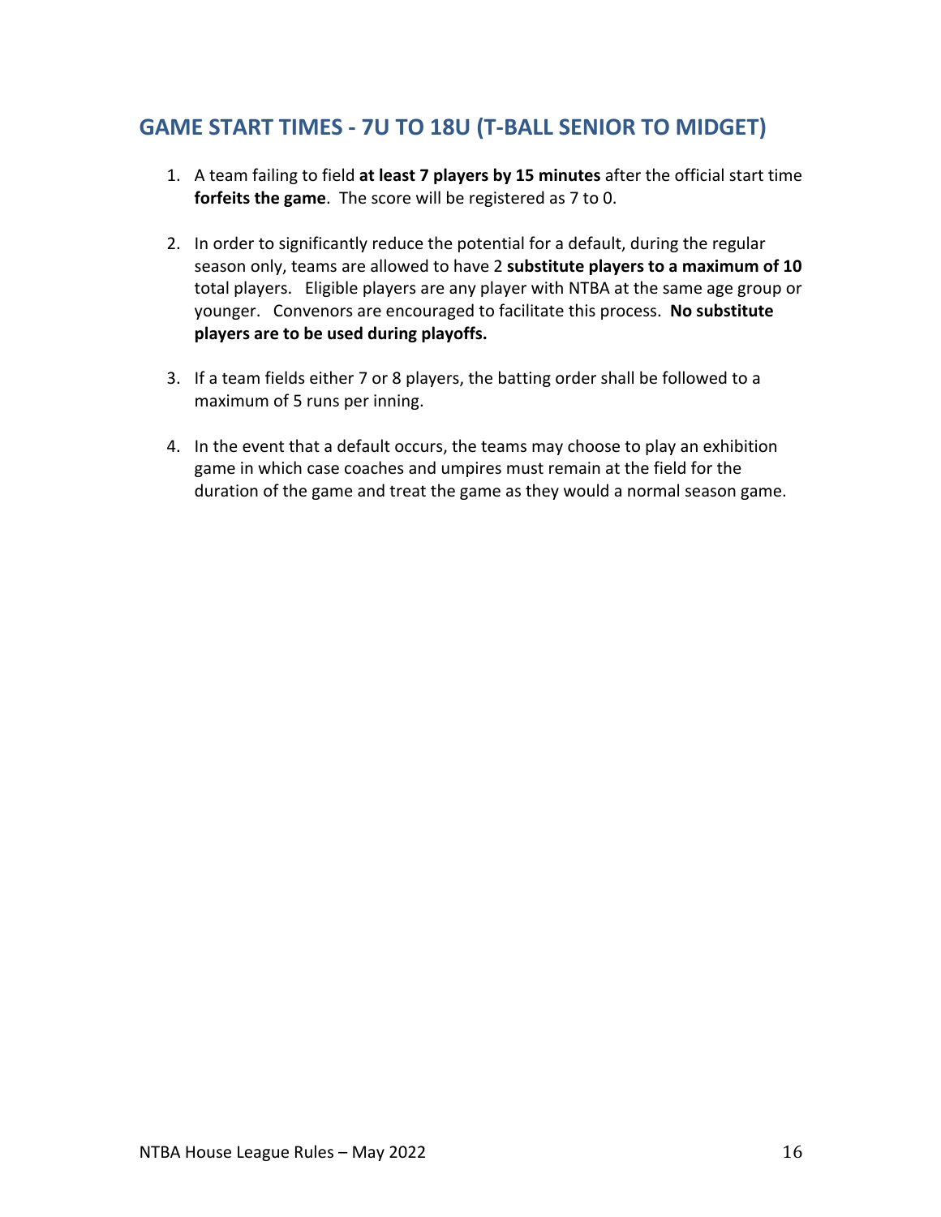## GAME START TIMES - 7U TO 18U (T-BALL SENIOR TO MIDGET)

1. A team failing to field **at least 7 players by 15 minutes** after the official start time **forfeits the game**. The score will be registered as 7 to 0.

2. In order to significantly reduce the potential for a default, during the regular season only, teams are allowed to have 2 **substitute players to a maximum of 10** total players. Eligible players are any player with NTBA at the same age group or younger. Convenors are encouraged to facilitate this process. **No substitute players are to be used during playoffs.**

3. If a team fields either 7 or 8 players, the batting order shall be followed to a maximum of 5 runs per inning.

4. In the event that a default occurs, the teams may choose to play an exhibition game in which case coaches and umpires must remain at the field for the duration of the game and treat the game as they would a normal season game.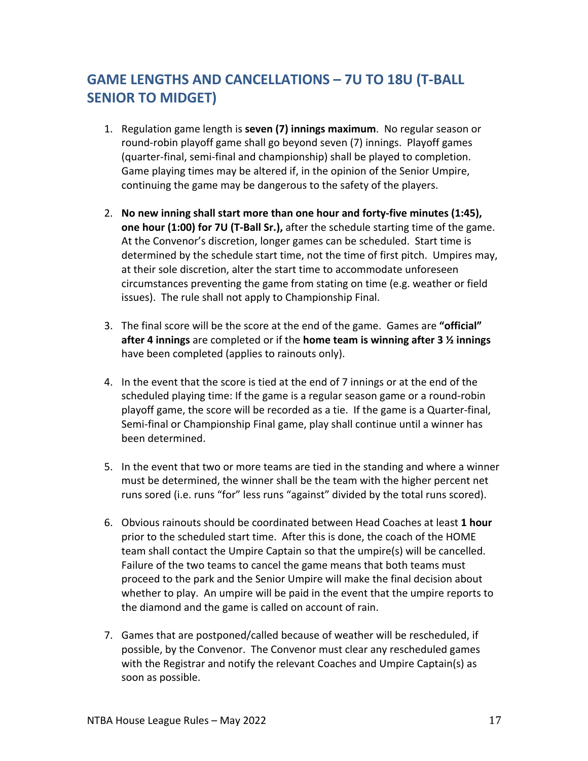## GAME LENGTHS AND CANCELLATIONS – 7U TO 18U (T-BALL SENIOR TO MIDGET)

1. Regulation game length is **seven (7) innings maximum**. No regular season or round-robin playoff game shall go beyond seven (7) innings. Playoff games (quarter-final, semi-final and championship) shall be played to completion. Game playing times may be altered if, in the opinion of the Senior Umpire, continuing the game may be dangerous to the safety of the players.

2. **No new inning shall start more than one hour and forty-five minutes (1:45), one hour (1:00) for 7U (T-Ball Sr.),** after the schedule starting time of the game. At the Convenor's discretion, longer games can be scheduled. Start time is determined by the schedule start time, not the time of first pitch. Umpires may, at their sole discretion, alter the start time to accommodate unforeseen circumstances preventing the game from stating on time (e.g. weather or field issues). The rule shall not apply to Championship Final.

3. The final score will be the score at the end of the game. Games are **"official" after 4 innings** are completed or if the **home team is winning after 3 ½ innings** have been completed (applies to rainouts only).

4. In the event that the score is tied at the end of 7 innings or at the end of the scheduled playing time: If the game is a regular season game or a round-robin playoff game, the score will be recorded as a tie. If the game is a Quarter-final, Semi-final or Championship Final game, play shall continue until a winner has been determined.

5. In the event that two or more teams are tied in the standing and where a winner must be determined, the winner shall be the team with the higher percent net runs sored (i.e. runs "for" less runs "against" divided by the total runs scored).

6. Obvious rainouts should be coordinated between Head Coaches at least **1 hour** prior to the scheduled start time. After this is done, the coach of the HOME team shall contact the Umpire Captain so that the umpire(s) will be cancelled. Failure of the two teams to cancel the game means that both teams must proceed to the park and the Senior Umpire will make the final decision about whether to play. An umpire will be paid in the event that the umpire reports to the diamond and the game is called on account of rain.

7. Games that are postponed/called because of weather will be rescheduled, if possible, by the Convenor. The Convenor must clear any rescheduled games with the Registrar and notify the relevant Coaches and Umpire Captain(s) as soon as possible.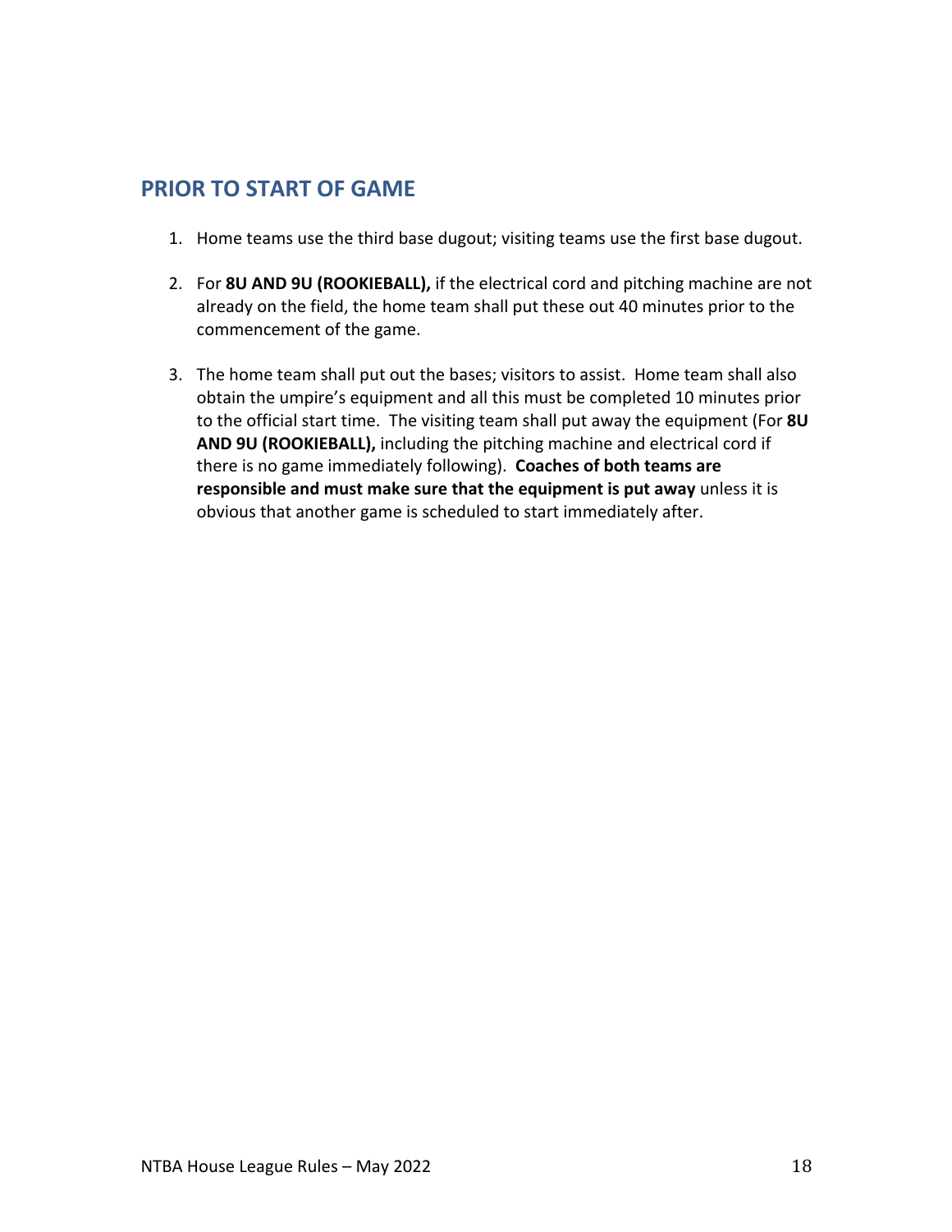## PRIOR TO START OF GAME

1. Home teams use the third base dugout; visiting teams use the first base dugout.

2. For **8U AND 9U (ROOKIEBALL),** if the electrical cord and pitching machine are not already on the field, the home team shall put these out 40 minutes prior to the commencement of the game.

3. The home team shall put out the bases; visitors to assist. Home team shall also obtain the umpire's equipment and all this must be completed 10 minutes prior to the official start time. The visiting team shall put away the equipment (For **8U AND 9U (ROOKIEBALL),** including the pitching machine and electrical cord if there is no game immediately following). **Coaches of both teams are responsible and must make sure that the equipment is put away** unless it is obvious that another game is scheduled to start immediately after.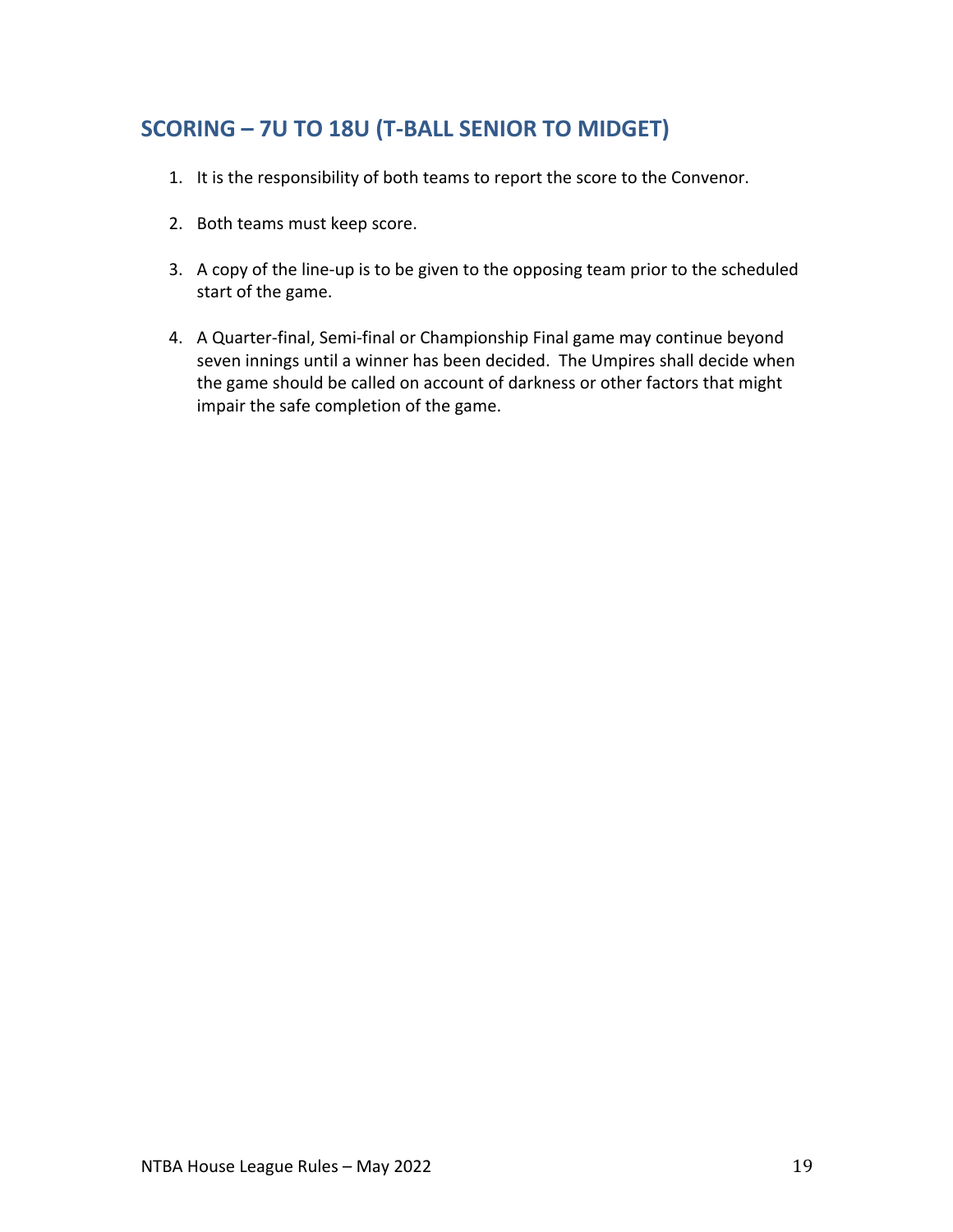## SCORING – 7U TO 18U (T-BALL SENIOR TO MIDGET)

1. It is the responsibility of both teams to report the score to the Convenor.

2. Both teams must keep score.

3. A copy of the line-up is to be given to the opposing team prior to the scheduled start of the game.

4. A Quarter-final, Semi-final or Championship Final game may continue beyond seven innings until a winner has been decided. The Umpires shall decide when the game should be called on account of darkness or other factors that might impair the safe completion of the game.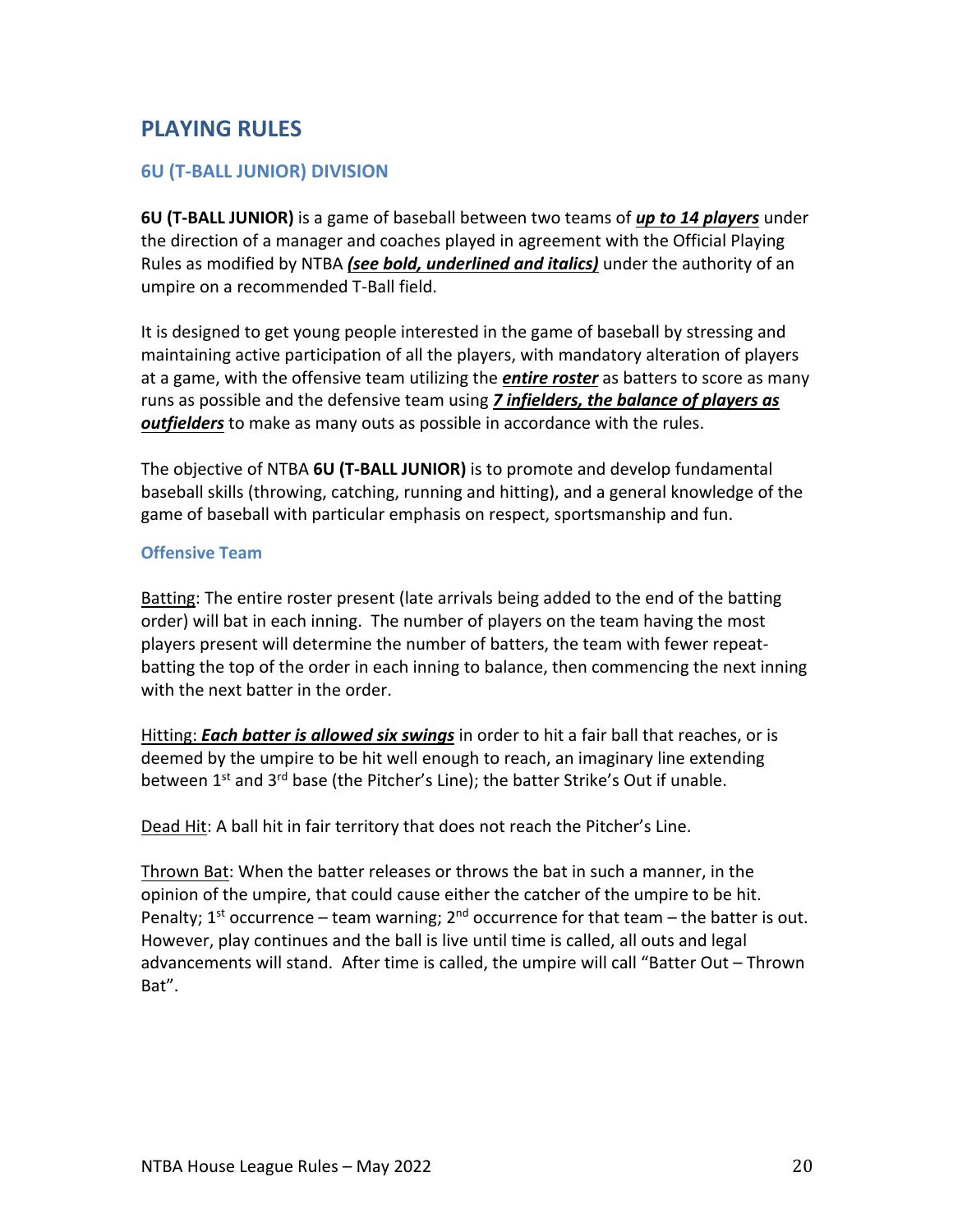# PLAYING RULES

## 6U (T-BALL JUNIOR) DIVISION

**6U (T-BALL JUNIOR)** is a game of baseball between two teams of ***<u>up to 14 players</u>*** under the direction of a manager and coaches played in agreement with the Official Playing Rules as modified by NTBA ***<u>(see bold, underlined and italics)</u>*** under the authority of an umpire on a recommended T-Ball field.

It is designed to get young people interested in the game of baseball by stressing and maintaining active participation of all the players, with mandatory alteration of players at a game, with the offensive team utilizing the ***<u>entire roster</u>*** as batters to score as many runs as possible and the defensive team using ***<u>7 infielders, the balance of players as outfielders</u>*** to make as many outs as possible in accordance with the rules.

The objective of NTBA **6U (T-BALL JUNIOR)** is to promote and develop fundamental baseball skills (throwing, catching, running and hitting), and a general knowledge of the game of baseball with particular emphasis on respect, sportsmanship and fun.

### Offensive Team

<u>Batting</u>: The entire roster present (late arrivals being added to the end of the batting order) will bat in each inning. The number of players on the team having the most players present will determine the number of batters, the team with fewer repeat-batting the top of the order in each inning to balance, then commencing the next inning with the next batter in the order.

<u>Hitting</u>: ***<u>Each batter is allowed six swings</u>*** in order to hit a fair ball that reaches, or is deemed by the umpire to be hit well enough to reach, an imaginary line extending between 1st and 3rd base (the Pitcher's Line); the batter Strike's Out if unable.

<u>Dead Hit</u>: A ball hit in fair territory that does not reach the Pitcher's Line.

<u>Thrown Bat</u>: When the batter releases or throws the bat in such a manner, in the opinion of the umpire, that could cause either the catcher of the umpire to be hit. Penalty; 1st occurrence – team warning; 2nd occurrence for that team – the batter is out. However, play continues and the ball is live until time is called, all outs and legal advancements will stand. After time is called, the umpire will call "Batter Out – Thrown Bat".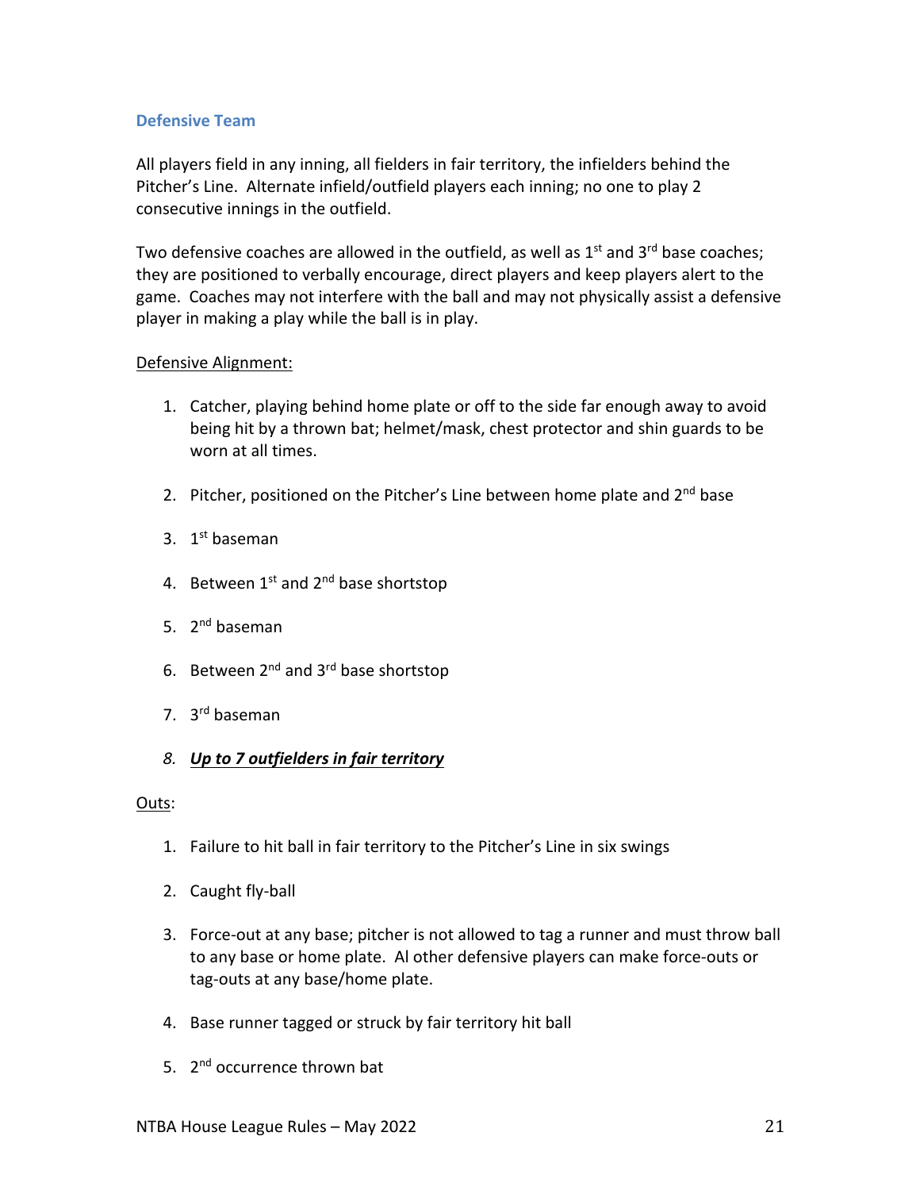### Defensive Team

All players field in any inning, all fielders in fair territory, the infielders behind the Pitcher's Line. Alternate infield/outfield players each inning; no one to play 2 consecutive innings in the outfield.

Two defensive coaches are allowed in the outfield, as well as 1st and 3rd base coaches; they are positioned to verbally encourage, direct players and keep players alert to the game. Coaches may not interfere with the ball and may not physically assist a defensive player in making a play while the ball is in play.

<u>Defensive Alignment:</u>

1. Catcher, playing behind home plate or off to the side far enough away to avoid being hit by a thrown bat; helmet/mask, chest protector and shin guards to be worn at all times.
2. Pitcher, positioned on the Pitcher's Line between home plate and 2nd base
3. 1st baseman
4. Between 1st and 2nd base shortstop
5. 2nd baseman
6. Between 2nd and 3rd base shortstop
7. 3rd baseman
8. ***<u>Up to 7 outfielders in fair territory</u>***

<u>Outs</u>:

1. Failure to hit ball in fair territory to the Pitcher's Line in six swings
2. Caught fly-ball
3. Force-out at any base; pitcher is not allowed to tag a runner and must throw ball to any base or home plate. Al other defensive players can make force-outs or tag-outs at any base/home plate.
4. Base runner tagged or struck by fair territory hit ball
5. 2nd occurrence thrown bat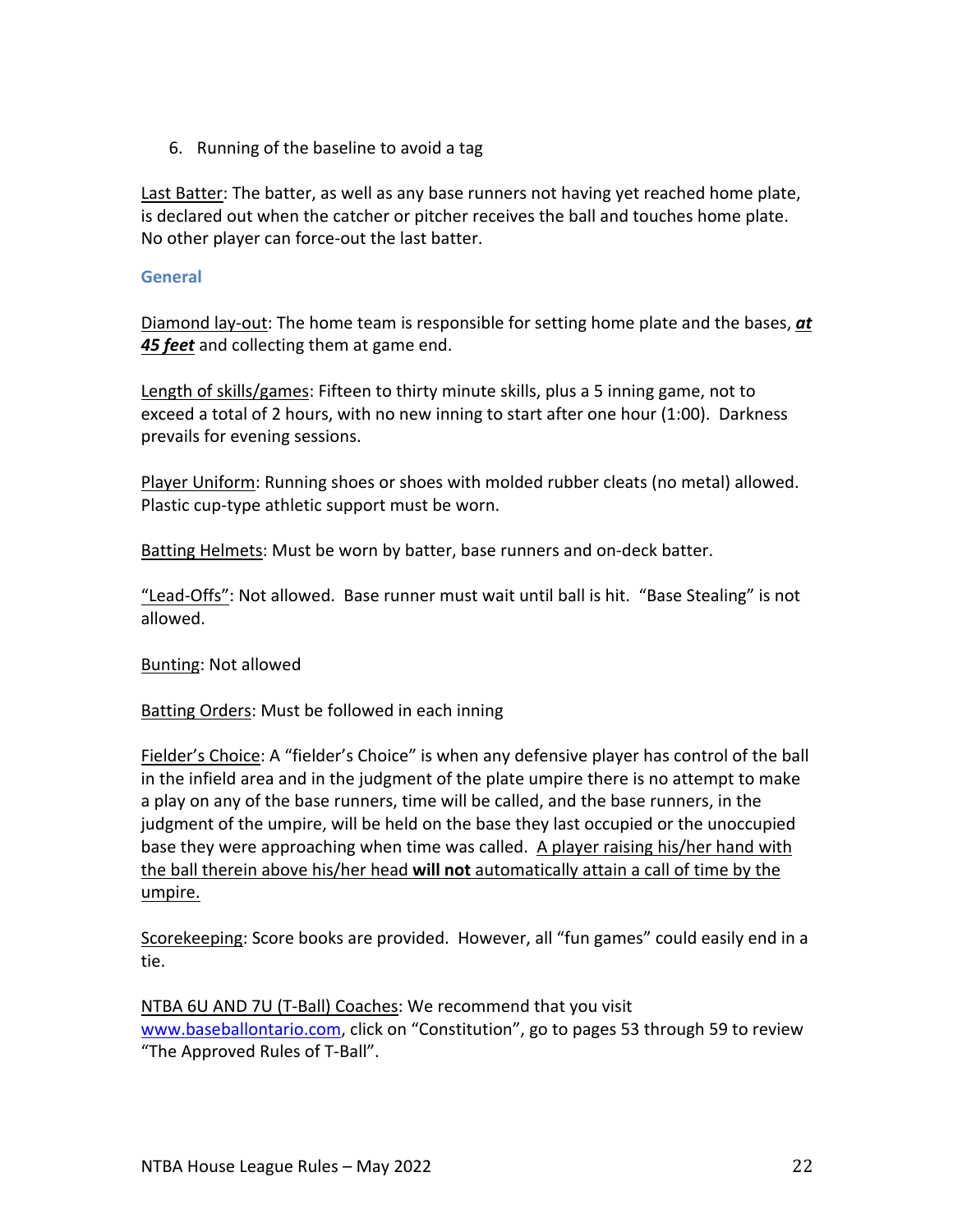6. Running of the baseline to avoid a tag

<u>Last Batter</u>: The batter, as well as any base runners not having yet reached home plate, is declared out when the catcher or pitcher receives the ball and touches home plate. No other player can force-out the last batter.

### General

<u>Diamond lay-out</u>: The home team is responsible for setting home plate and the bases, ***<u>at 45 feet</u>*** and collecting them at game end.

<u>Length of skills/games</u>: Fifteen to thirty minute skills, plus a 5 inning game, not to exceed a total of 2 hours, with no new inning to start after one hour (1:00). Darkness prevails for evening sessions.

<u>Player Uniform</u>: Running shoes or shoes with molded rubber cleats (no metal) allowed. Plastic cup-type athletic support must be worn.

<u>Batting Helmets</u>: Must be worn by batter, base runners and on-deck batter.

<u>"Lead-Offs"</u>: Not allowed. Base runner must wait until ball is hit. "Base Stealing" is not allowed.

<u>Bunting</u>: Not allowed

<u>Batting Orders</u>: Must be followed in each inning

<u>Fielder's Choice</u>: A "fielder's Choice" is when any defensive player has control of the ball in the infield area and in the judgment of the plate umpire there is no attempt to make a play on any of the base runners, time will be called, and the base runners, in the judgment of the umpire, will be held on the base they last occupied or the unoccupied base they were approaching when time was called. <u>A player raising his/her hand with the ball therein above his/her head **will not** automatically attain a call of time by the umpire.</u>

<u>Scorekeeping</u>: Score books are provided. However, all "fun games" could easily end in a tie.

<u>NTBA 6U AND 7U (T-Ball) Coaches</u>: We recommend that you visit [www.baseballontario.com](www.baseballontario.com), click on "Constitution", go to pages 53 through 59 to review "The Approved Rules of T-Ball".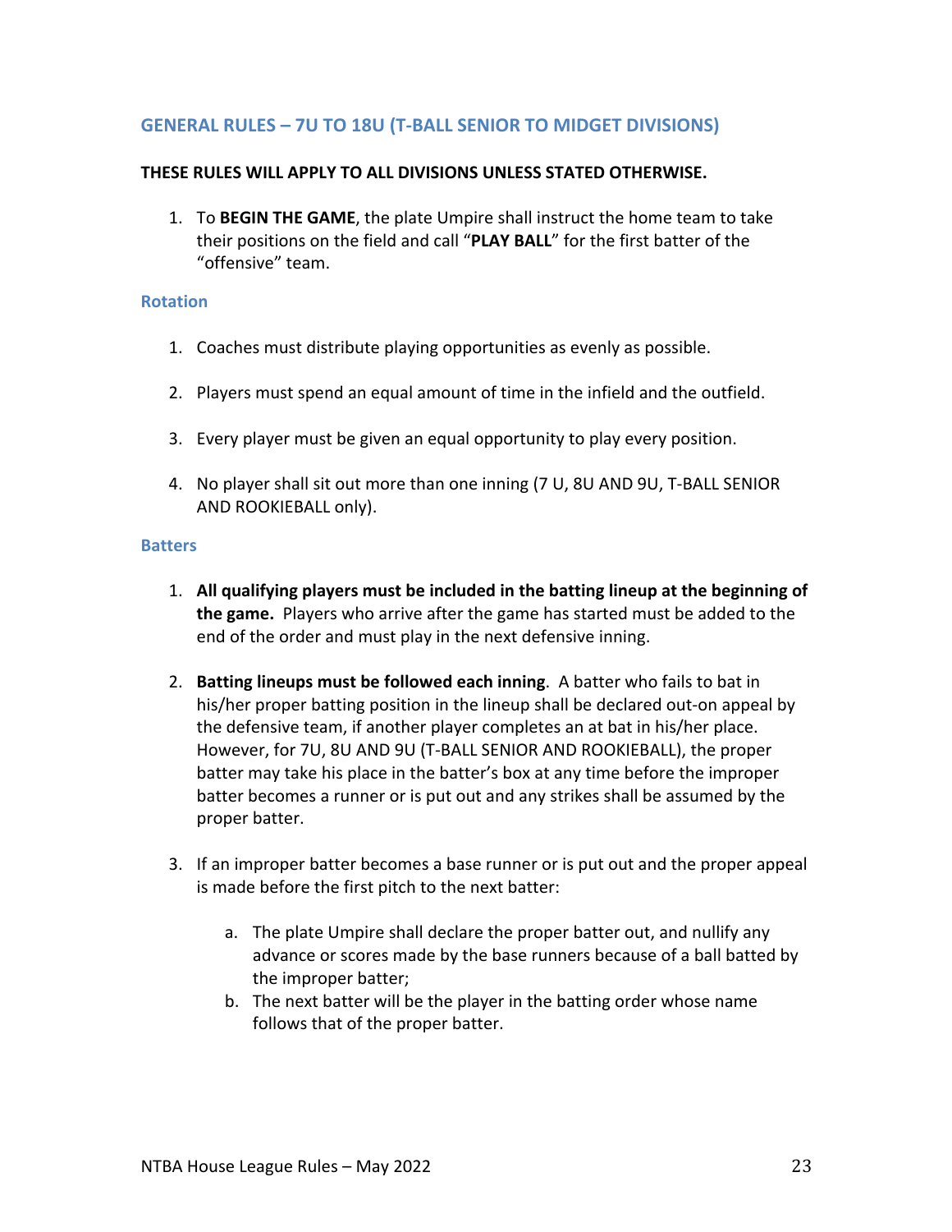## GENERAL RULES – 7U TO 18U (T-BALL SENIOR TO MIDGET DIVISIONS)

**THESE RULES WILL APPLY TO ALL DIVISIONS UNLESS STATED OTHERWISE.**

1. To **BEGIN THE GAME**, the plate Umpire shall instruct the home team to take their positions on the field and call "**PLAY BALL**" for the first batter of the "offensive" team.

### Rotation

1. Coaches must distribute playing opportunities as evenly as possible.

2. Players must spend an equal amount of time in the infield and the outfield.

3. Every player must be given an equal opportunity to play every position.

4. No player shall sit out more than one inning (7 U, 8U AND 9U, T-BALL SENIOR AND ROOKIEBALL only).

### Batters

1. **All qualifying players must be included in the batting lineup at the beginning of the game.** Players who arrive after the game has started must be added to the end of the order and must play in the next defensive inning.

2. **Batting lineups must be followed each inning**. A batter who fails to bat in his/her proper batting position in the lineup shall be declared out-on appeal by the defensive team, if another player completes an at bat in his/her place. However, for 7U, 8U AND 9U (T-BALL SENIOR AND ROOKIEBALL), the proper batter may take his place in the batter's box at any time before the improper batter becomes a runner or is put out and any strikes shall be assumed by the proper batter.

3. If an improper batter becomes a base runner or is put out and the proper appeal is made before the first pitch to the next batter:

    a. The plate Umpire shall declare the proper batter out, and nullify any advance or scores made by the base runners because of a ball batted by the improper batter;
    b. The next batter will be the player in the batting order whose name follows that of the proper batter.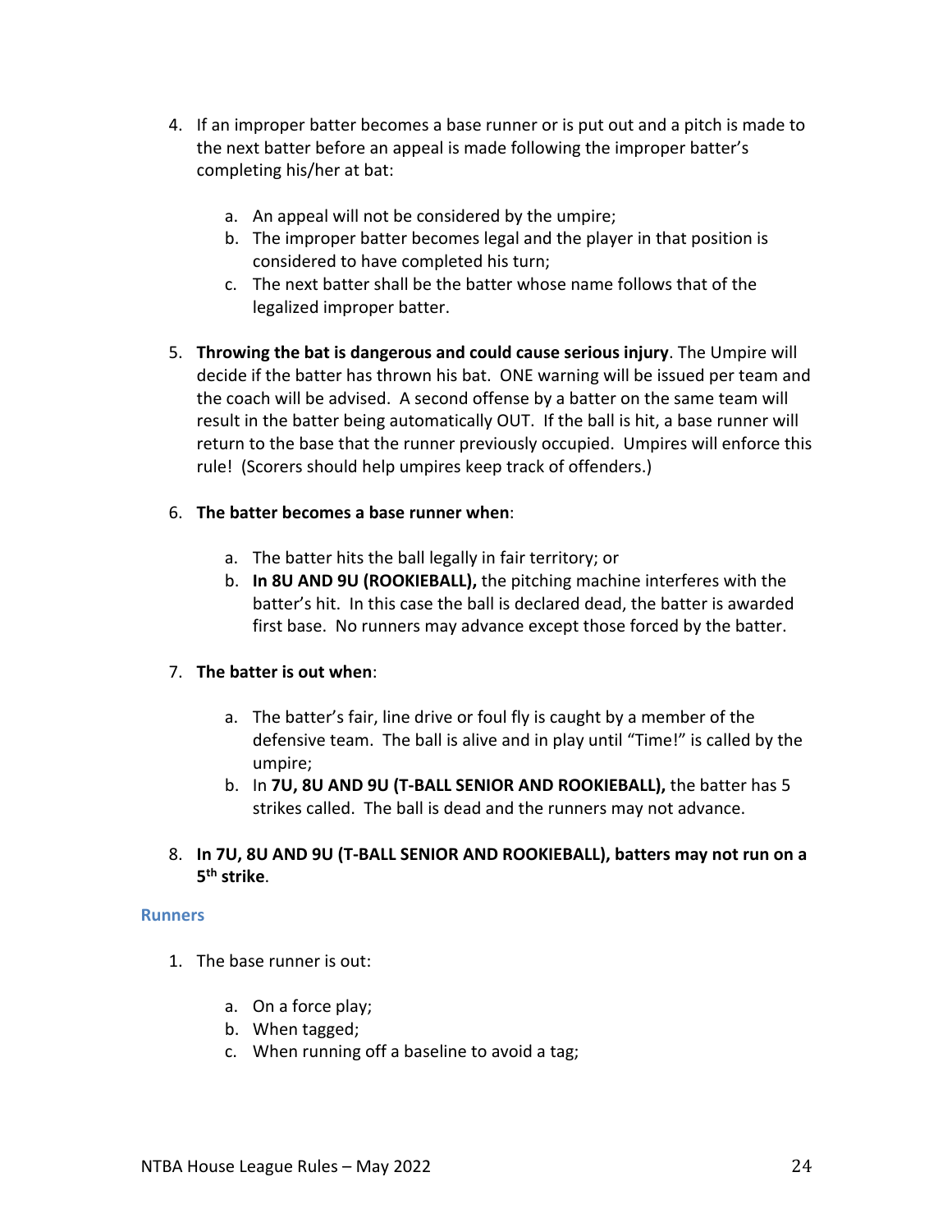4. If an improper batter becomes a base runner or is put out and a pitch is made to the next batter before an appeal is made following the improper batter's completing his/her at bat:

    a. An appeal will not be considered by the umpire;
    b. The improper batter becomes legal and the player in that position is considered to have completed his turn;
    c. The next batter shall be the batter whose name follows that of the legalized improper batter.

5. **Throwing the bat is dangerous and could cause serious injury**. The Umpire will decide if the batter has thrown his bat. ONE warning will be issued per team and the coach will be advised. A second offense by a batter on the same team will result in the batter being automatically OUT. If the ball is hit, a base runner will return to the base that the runner previously occupied. Umpires will enforce this rule! (Scorers should help umpires keep track of offenders.)

6. **The batter becomes a base runner when**:

    a. The batter hits the ball legally in fair territory; or
    b. **In 8U AND 9U (ROOKIEBALL),** the pitching machine interferes with the batter's hit. In this case the ball is declared dead, the batter is awarded first base. No runners may advance except those forced by the batter.

7. **The batter is out when**:

    a. The batter's fair, line drive or foul fly is caught by a member of the defensive team. The ball is alive and in play until "Time!" is called by the umpire;
    b. In **7U, 8U AND 9U (T-BALL SENIOR AND ROOKIEBALL),** the batter has 5 strikes called. The ball is dead and the runners may not advance.

8. **In 7U, 8U AND 9U (T-BALL SENIOR AND ROOKIEBALL), batters may not run on a 5th strike**.

### Runners

1. The base runner is out:

    a. On a force play;
    b. When tagged;
    c. When running off a baseline to avoid a tag;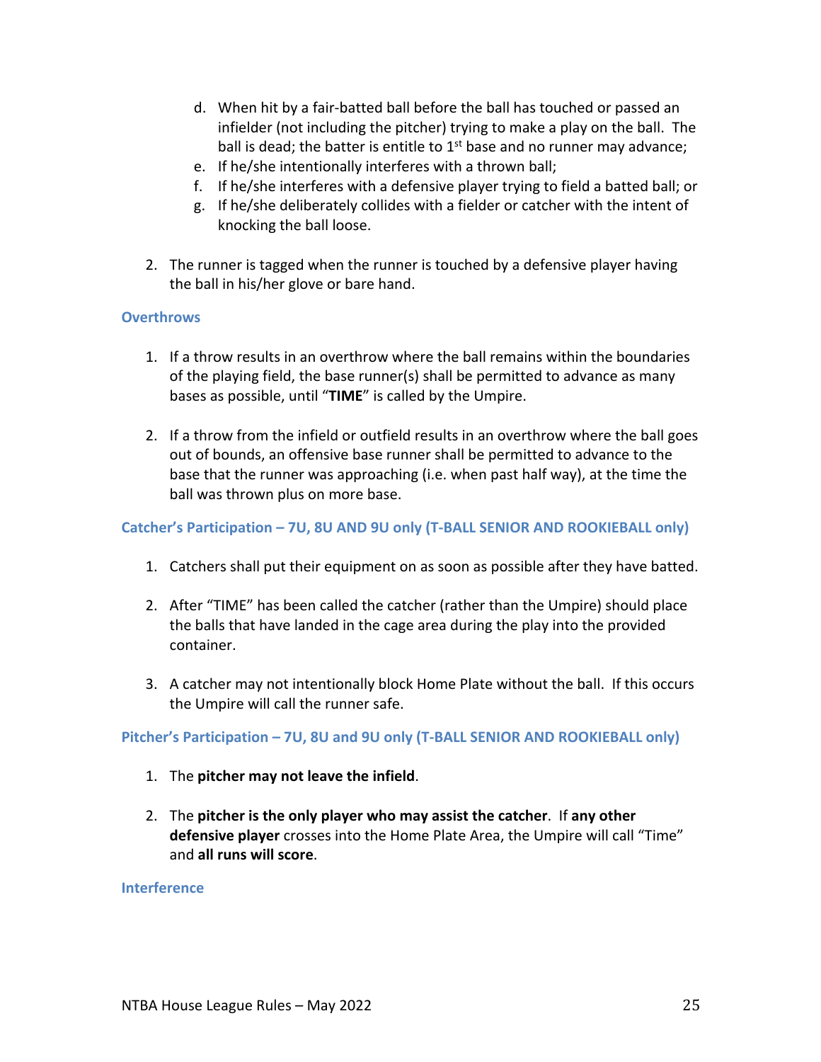d. When hit by a fair-batted ball before the ball has touched or passed an infielder (not including the pitcher) trying to make a play on the ball. The ball is dead; the batter is entitle to 1st base and no runner may advance;
e. If he/she intentionally interferes with a thrown ball;
f. If he/she interferes with a defensive player trying to field a batted ball; or
g. If he/she deliberately collides with a fielder or catcher with the intent of knocking the ball loose.

2. The runner is tagged when the runner is touched by a defensive player having the ball in his/her glove or bare hand.

### Overthrows

1. If a throw results in an overthrow where the ball remains within the boundaries of the playing field, the base runner(s) shall be permitted to advance as many bases as possible, until "**TIME**" is called by the Umpire.

2. If a throw from the infield or outfield results in an overthrow where the ball goes out of bounds, an offensive base runner shall be permitted to advance to the base that the runner was approaching (i.e. when past half way), at the time the ball was thrown plus on more base.

### Catcher's Participation – 7U, 8U AND 9U only (T-BALL SENIOR AND ROOKIEBALL only)

1. Catchers shall put their equipment on as soon as possible after they have batted.

2. After "TIME" has been called the catcher (rather than the Umpire) should place the balls that have landed in the cage area during the play into the provided container.

3. A catcher may not intentionally block Home Plate without the ball. If this occurs the Umpire will call the runner safe.

### Pitcher's Participation – 7U, 8U and 9U only (T-BALL SENIOR AND ROOKIEBALL only)

1. The **pitcher may not leave the infield**.

2. The **pitcher is the only player who may assist the catcher**. If **any other defensive player** crosses into the Home Plate Area, the Umpire will call "Time" and **all runs will score**.

### Interference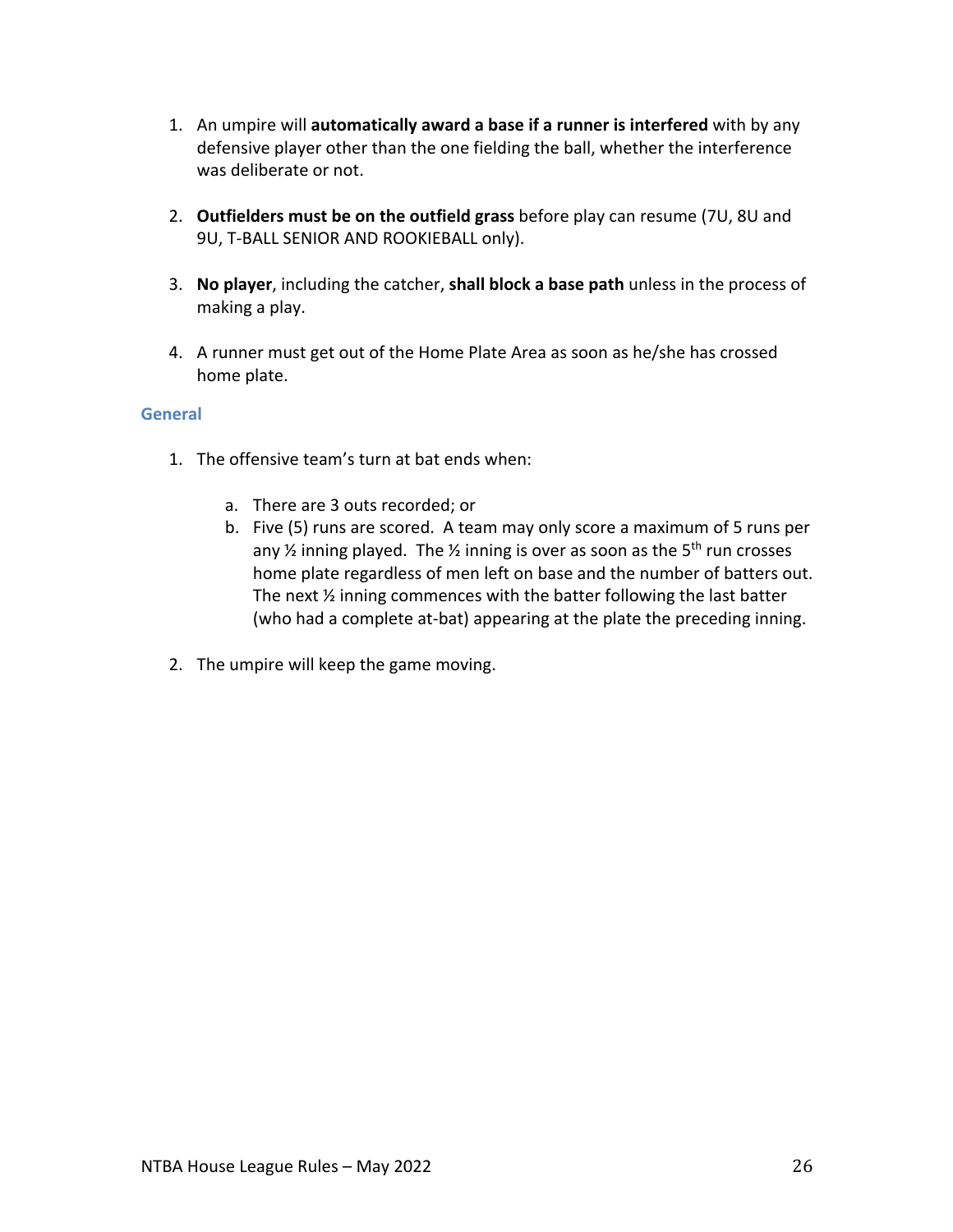1. An umpire will **automatically award a base if a runner is interfered** with by any defensive player other than the one fielding the ball, whether the interference was deliberate or not.

2. **Outfielders must be on the outfield grass** before play can resume (7U, 8U and 9U, T-BALL SENIOR AND ROOKIEBALL only).

3. **No player**, including the catcher, **shall block a base path** unless in the process of making a play.

4. A runner must get out of the Home Plate Area as soon as he/she has crossed home plate.

### General

1. The offensive team's turn at bat ends when:

   a. There are 3 outs recorded; or
   b. Five (5) runs are scored. A team may only score a maximum of 5 runs per any ½ inning played. The ½ inning is over as soon as the 5th run crosses home plate regardless of men left on base and the number of batters out. The next ½ inning commences with the batter following the last batter (who had a complete at-bat) appearing at the plate the preceding inning.

2. The umpire will keep the game moving.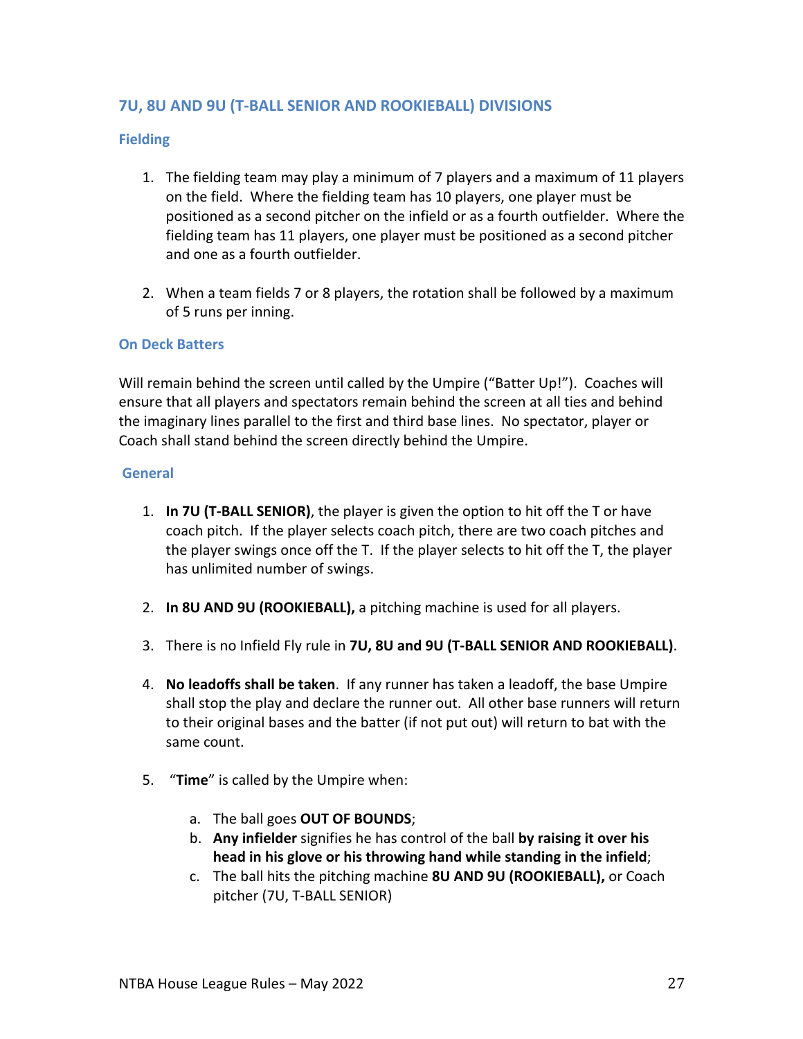## 7U, 8U AND 9U (T-BALL SENIOR AND ROOKIEBALL) DIVISIONS

### Fielding

1. The fielding team may play a minimum of 7 players and a maximum of 11 players on the field. Where the fielding team has 10 players, one player must be positioned as a second pitcher on the infield or as a fourth outfielder. Where the fielding team has 11 players, one player must be positioned as a second pitcher and one as a fourth outfielder.

2. When a team fields 7 or 8 players, the rotation shall be followed by a maximum of 5 runs per inning.

### On Deck Batters

Will remain behind the screen until called by the Umpire ("Batter Up!"). Coaches will ensure that all players and spectators remain behind the screen at all ties and behind the imaginary lines parallel to the first and third base lines. No spectator, player or Coach shall stand behind the screen directly behind the Umpire.

### General

1. **In 7U (T-BALL SENIOR)**, the player is given the option to hit off the T or have coach pitch. If the player selects coach pitch, there are two coach pitches and the player swings once off the T. If the player selects to hit off the T, the player has unlimited number of swings.

2. **In 8U AND 9U (ROOKIEBALL),** a pitching machine is used for all players.

3. There is no Infield Fly rule in **7U, 8U and 9U (T-BALL SENIOR AND ROOKIEBALL)**.

4. **No leadoffs shall be taken**. If any runner has taken a leadoff, the base Umpire shall stop the play and declare the runner out. All other base runners will return to their original bases and the batter (if not put out) will return to bat with the same count.

5. "**Time**" is called by the Umpire when:

   a. The ball goes **OUT OF BOUNDS**;
   b. **Any infielder** signifies he has control of the ball **by raising it over his head in his glove or his throwing hand while standing in the infield**;
   c. The ball hits the pitching machine **8U AND 9U (ROOKIEBALL),** or Coach pitcher (7U, T-BALL SENIOR)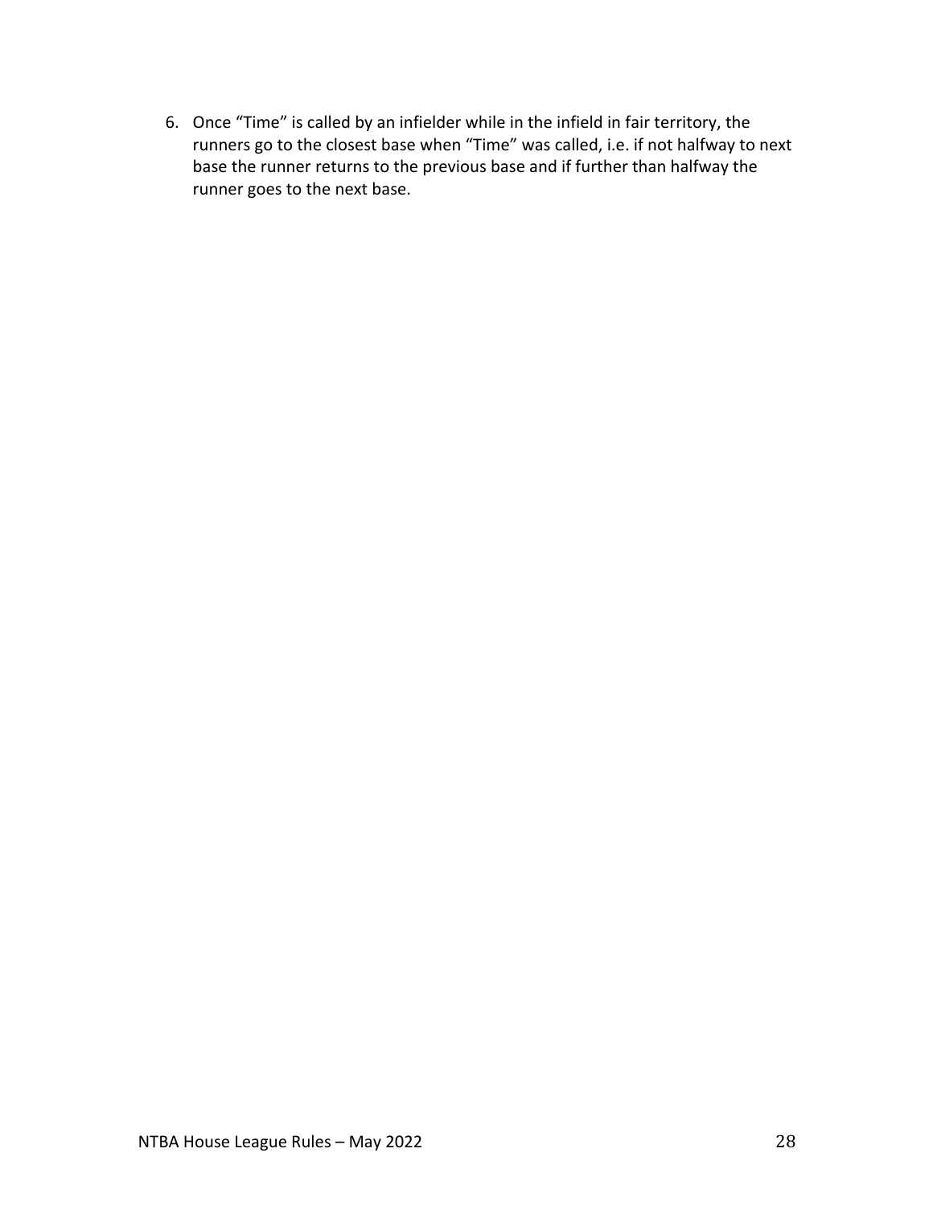6. Once “Time” is called by an infielder while in the infield in fair territory, the runners go to the closest base when “Time” was called, i.e. if not halfway to next base the runner returns to the previous base and if further than halfway the runner goes to the next base.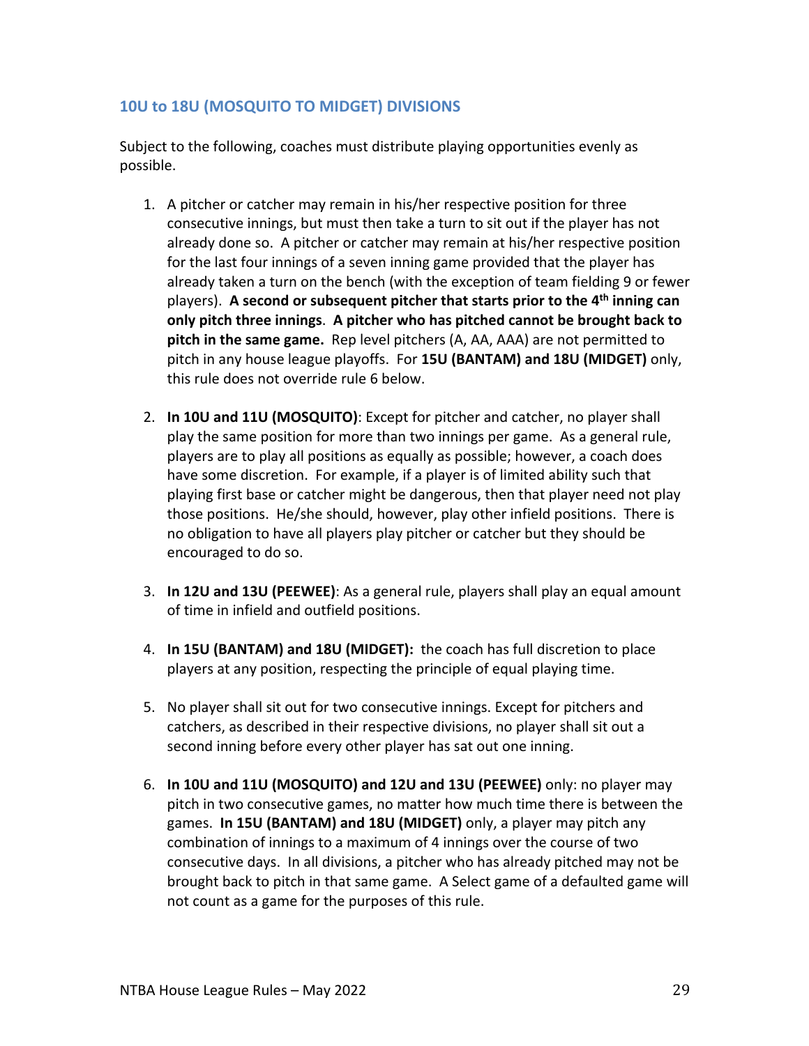## 10U to 18U (MOSQUITO TO MIDGET) DIVISIONS

Subject to the following, coaches must distribute playing opportunities evenly as possible.

1. A pitcher or catcher may remain in his/her respective position for three consecutive innings, but must then take a turn to sit out if the player has not already done so. A pitcher or catcher may remain at his/her respective position for the last four innings of a seven inning game provided that the player has already taken a turn on the bench (with the exception of team fielding 9 or fewer players). **A second or subsequent pitcher that starts prior to the 4th inning can only pitch three innings**. **A pitcher who has pitched cannot be brought back to pitch in the same game.** Rep level pitchers (A, AA, AAA) are not permitted to pitch in any house league playoffs. For **15U (BANTAM) and 18U (MIDGET)** only, this rule does not override rule 6 below.

2. **In 10U and 11U (MOSQUITO)**: Except for pitcher and catcher, no player shall play the same position for more than two innings per game. As a general rule, players are to play all positions as equally as possible; however, a coach does have some discretion. For example, if a player is of limited ability such that playing first base or catcher might be dangerous, then that player need not play those positions. He/she should, however, play other infield positions. There is no obligation to have all players play pitcher or catcher but they should be encouraged to do so.

3. **In 12U and 13U (PEEWEE)**: As a general rule, players shall play an equal amount of time in infield and outfield positions.

4. **In 15U (BANTAM) and 18U (MIDGET):** the coach has full discretion to place players at any position, respecting the principle of equal playing time.

5. No player shall sit out for two consecutive innings. Except for pitchers and catchers, as described in their respective divisions, no player shall sit out a second inning before every other player has sat out one inning.

6. **In 10U and 11U (MOSQUITO) and 12U and 13U (PEEWEE)** only: no player may pitch in two consecutive games, no matter how much time there is between the games. **In 15U (BANTAM) and 18U (MIDGET)** only, a player may pitch any combination of innings to a maximum of 4 innings over the course of two consecutive days. In all divisions, a pitcher who has already pitched may not be brought back to pitch in that same game. A Select game of a defaulted game will not count as a game for the purposes of this rule.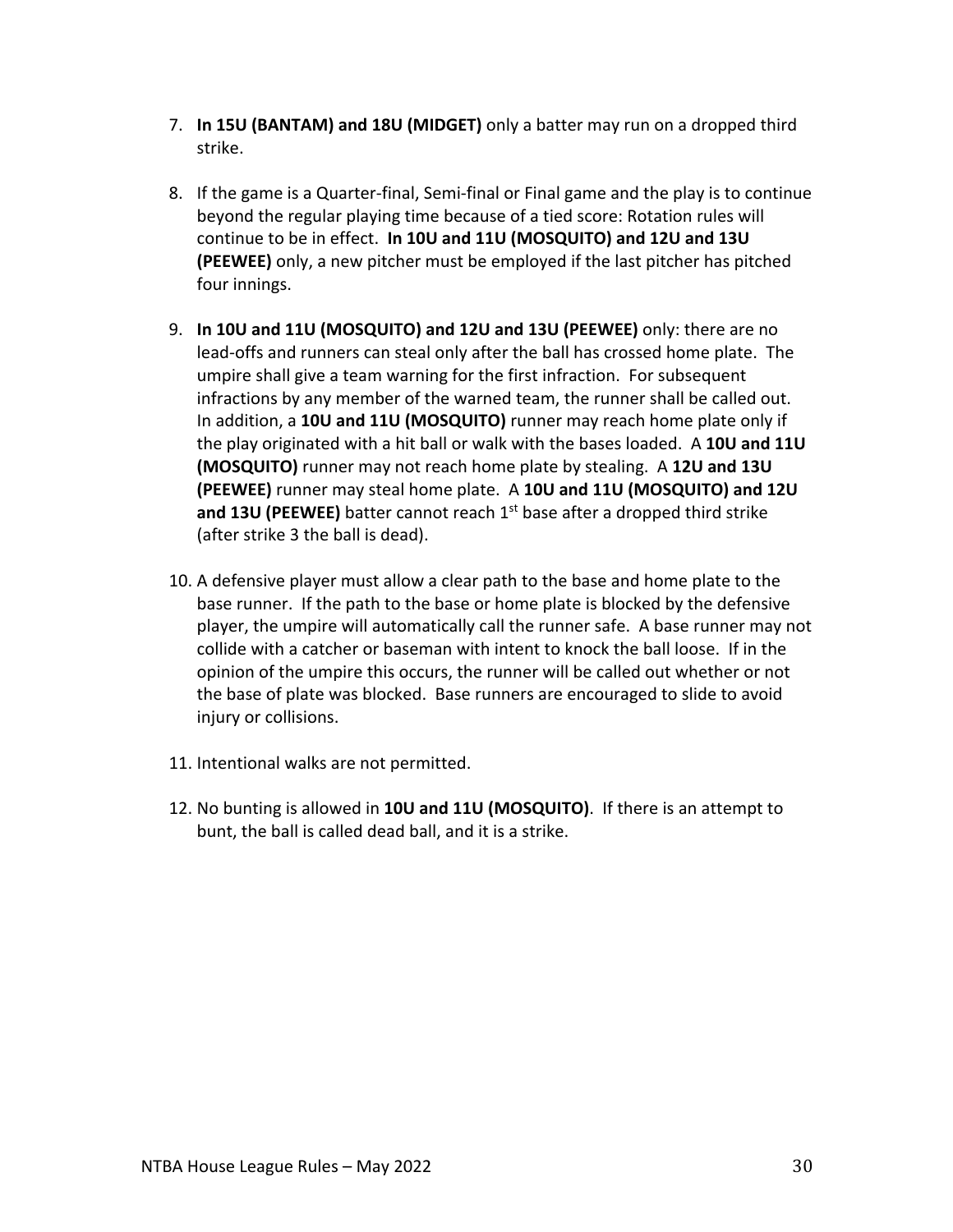7. **In 15U (BANTAM) and 18U (MIDGET)** only a batter may run on a dropped third strike.

8. If the game is a Quarter-final, Semi-final or Final game and the play is to continue beyond the regular playing time because of a tied score: Rotation rules will continue to be in effect. **In 10U and 11U (MOSQUITO) and 12U and 13U (PEEWEE)** only, a new pitcher must be employed if the last pitcher has pitched four innings.

9. **In 10U and 11U (MOSQUITO) and 12U and 13U (PEEWEE)** only: there are no lead-offs and runners can steal only after the ball has crossed home plate. The umpire shall give a team warning for the first infraction. For subsequent infractions by any member of the warned team, the runner shall be called out. In addition, a **10U and 11U (MOSQUITO)** runner may reach home plate only if the play originated with a hit ball or walk with the bases loaded. A **10U and 11U (MOSQUITO)** runner may not reach home plate by stealing. A **12U and 13U (PEEWEE)** runner may steal home plate. A **10U and 11U (MOSQUITO) and 12U and 13U (PEEWEE)** batter cannot reach 1st base after a dropped third strike (after strike 3 the ball is dead).

10. A defensive player must allow a clear path to the base and home plate to the base runner. If the path to the base or home plate is blocked by the defensive player, the umpire will automatically call the runner safe. A base runner may not collide with a catcher or baseman with intent to knock the ball loose. If in the opinion of the umpire this occurs, the runner will be called out whether or not the base of plate was blocked. Base runners are encouraged to slide to avoid injury or collisions.

11. Intentional walks are not permitted.

12. No bunting is allowed in **10U and 11U (MOSQUITO)**. If there is an attempt to bunt, the ball is called dead ball, and it is a strike.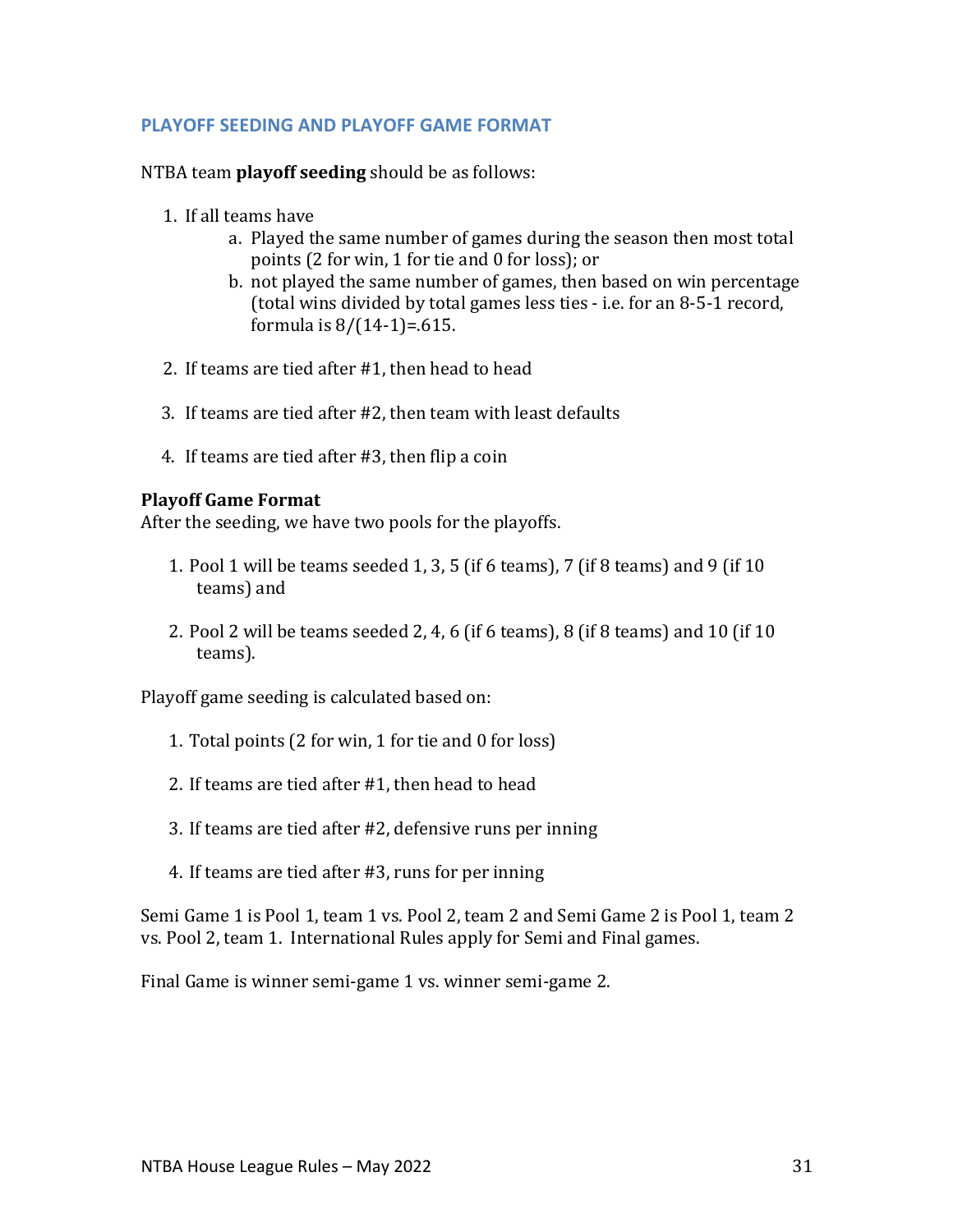## PLAYOFF SEEDING AND PLAYOFF GAME FORMAT

NTBA team **playoff seeding** should be as follows:

1. If all teams have
   a. Played the same number of games during the season then most total points (2 for win, 1 for tie and 0 for loss); or
   b. not played the same number of games, then based on win percentage (total wins divided by total games less ties - i.e. for an 8-5-1 record, formula is 8/(14-1)=.615.

2. If teams are tied after #1, then head to head

3. If teams are tied after #2, then team with least defaults

4. If teams are tied after #3, then flip a coin

**Playoff Game Format**
After the seeding, we have two pools for the playoffs.

1. Pool 1 will be teams seeded 1, 3, 5 (if 6 teams), 7 (if 8 teams) and 9 (if 10 teams) and

2. Pool 2 will be teams seeded 2, 4, 6 (if 6 teams), 8 (if 8 teams) and 10 (if 10 teams).

Playoff game seeding is calculated based on:

1. Total points (2 for win, 1 for tie and 0 for loss)

2. If teams are tied after #1, then head to head

3. If teams are tied after #2, defensive runs per inning

4. If teams are tied after #3, runs for per inning

Semi Game 1 is Pool 1, team 1 vs. Pool 2, team 2 and Semi Game 2 is Pool 1, team 2 vs. Pool 2, team 1. International Rules apply for Semi and Final games.

Final Game is winner semi-game 1 vs. winner semi-game 2.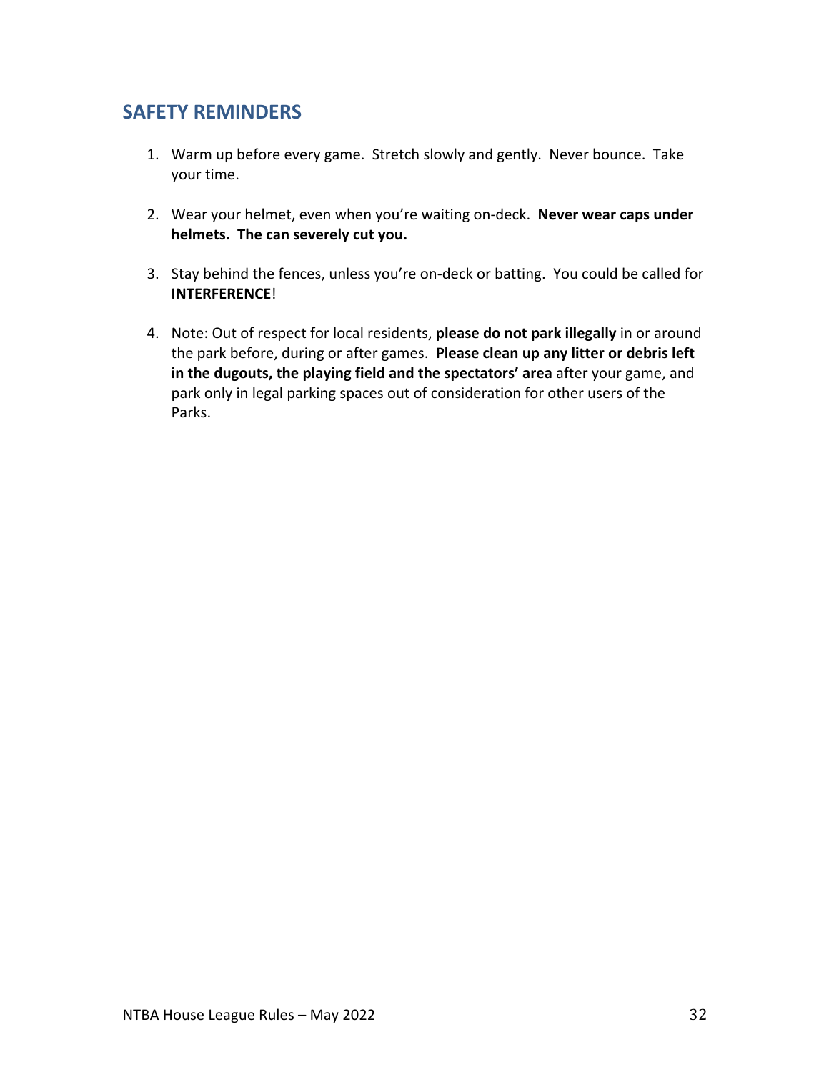## SAFETY REMINDERS

1. Warm up before every game. Stretch slowly and gently. Never bounce. Take your time.

2. Wear your helmet, even when you're waiting on-deck. **Never wear caps under helmets. The can severely cut you.**

3. Stay behind the fences, unless you're on-deck or batting. You could be called for **INTERFERENCE**!

4. Note: Out of respect for local residents, **please do not park illegally** in or around the park before, during or after games. **Please clean up any litter or debris left in the dugouts, the playing field and the spectators' area** after your game, and park only in legal parking spaces out of consideration for other users of the Parks.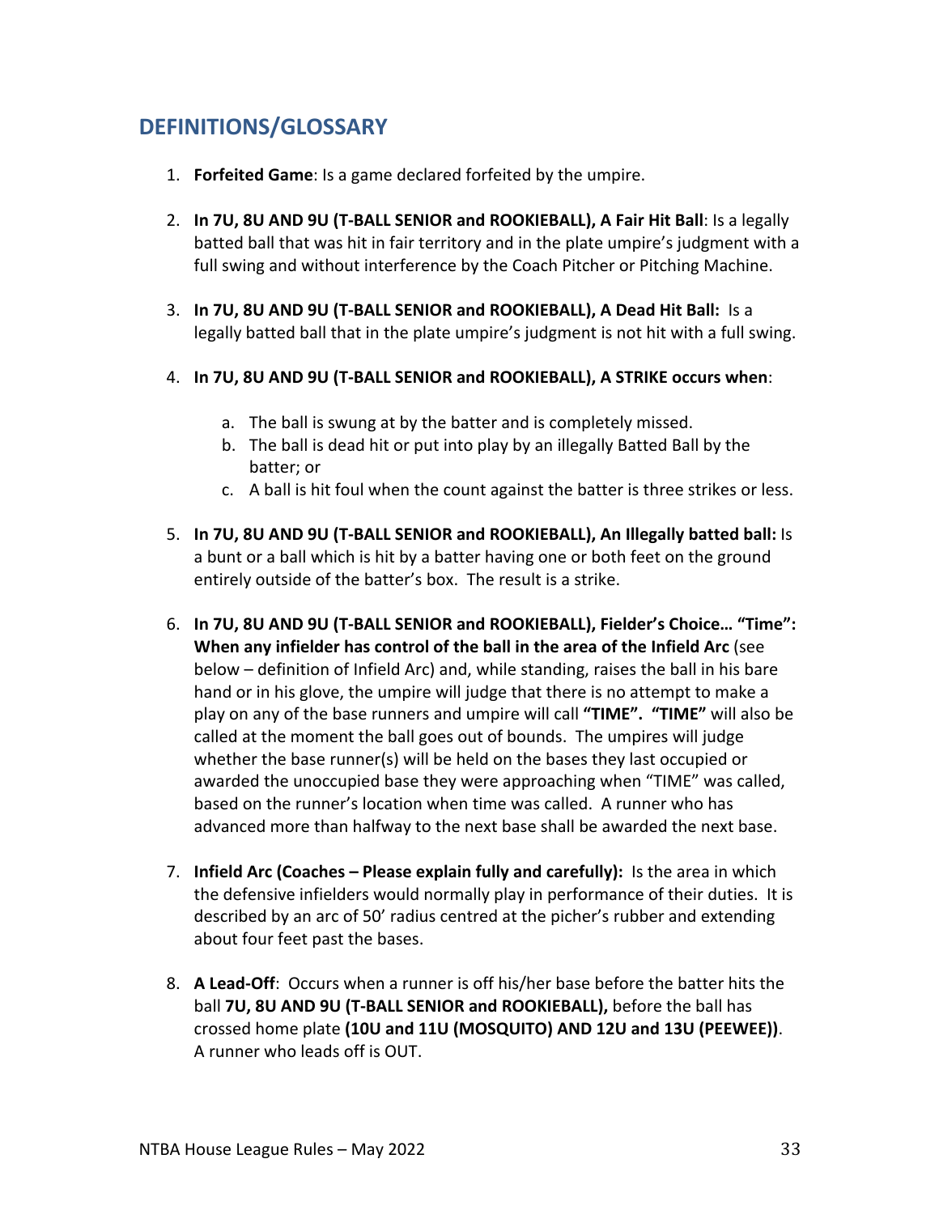## DEFINITIONS/GLOSSARY

1. **Forfeited Game**: Is a game declared forfeited by the umpire.

2. **In 7U, 8U AND 9U (T-BALL SENIOR and ROOKIEBALL), A Fair Hit Ball**: Is a legally batted ball that was hit in fair territory and in the plate umpire's judgment with a full swing and without interference by the Coach Pitcher or Pitching Machine.

3. **In 7U, 8U AND 9U (T-BALL SENIOR and ROOKIEBALL), A Dead Hit Ball:** Is a legally batted ball that in the plate umpire's judgment is not hit with a full swing.

4. **In 7U, 8U AND 9U (T-BALL SENIOR and ROOKIEBALL), A STRIKE occurs when**:

   a. The ball is swung at by the batter and is completely missed.
   b. The ball is dead hit or put into play by an illegally Batted Ball by the batter; or
   c. A ball is hit foul when the count against the batter is three strikes or less.

5. **In 7U, 8U AND 9U (T-BALL SENIOR and ROOKIEBALL), An Illegally batted ball:** Is a bunt or a ball which is hit by a batter having one or both feet on the ground entirely outside of the batter's box. The result is a strike.

6. **In 7U, 8U AND 9U (T-BALL SENIOR and ROOKIEBALL), Fielder's Choice… "Time": When any infielder has control of the ball in the area of the Infield Arc** (see below – definition of Infield Arc) and, while standing, raises the ball in his bare hand or in his glove, the umpire will judge that there is no attempt to make a play on any of the base runners and umpire will call **"TIME". "TIME"** will also be called at the moment the ball goes out of bounds. The umpires will judge whether the base runner(s) will be held on the bases they last occupied or awarded the unoccupied base they were approaching when "TIME" was called, based on the runner's location when time was called. A runner who has advanced more than halfway to the next base shall be awarded the next base.

7. **Infield Arc (Coaches – Please explain fully and carefully):** Is the area in which the defensive infielders would normally play in performance of their duties. It is described by an arc of 50' radius centred at the picher's rubber and extending about four feet past the bases.

8. **A Lead-Off**: Occurs when a runner is off his/her base before the batter hits the ball **7U, 8U AND 9U (T-BALL SENIOR and ROOKIEBALL),** before the ball has crossed home plate **(10U and 11U (MOSQUITO) AND 12U and 13U (PEEWEE))**. A runner who leads off is OUT.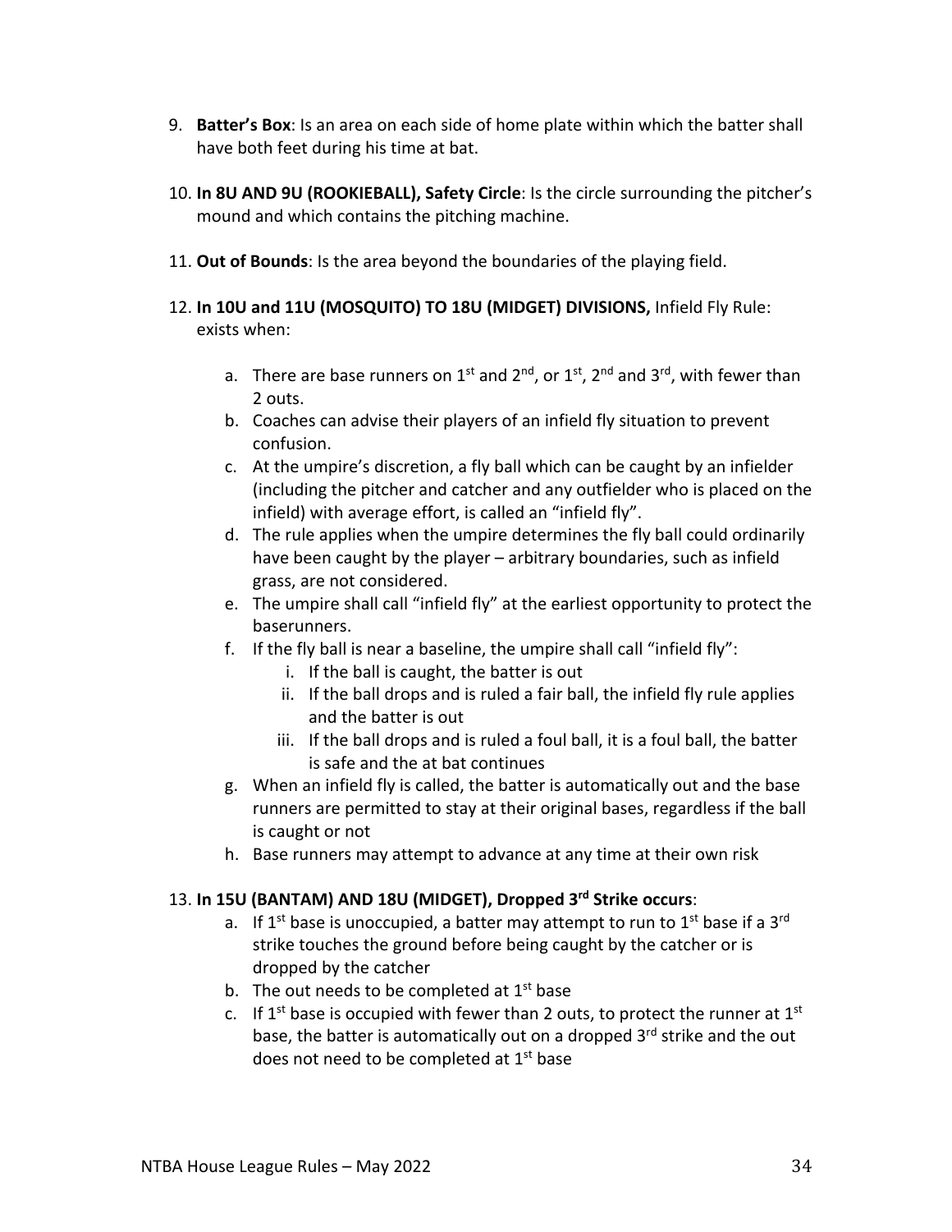9. **Batter's Box**: Is an area on each side of home plate within which the batter shall have both feet during his time at bat.

10. **In 8U AND 9U (ROOKIEBALL), Safety Circle**: Is the circle surrounding the pitcher's mound and which contains the pitching machine.

11. **Out of Bounds**: Is the area beyond the boundaries of the playing field.

12. **In 10U and 11U (MOSQUITO) TO 18U (MIDGET) DIVISIONS,** Infield Fly Rule: exists when:

    a. There are base runners on 1st and 2nd, or 1st, 2nd and 3rd, with fewer than 2 outs.
    b. Coaches can advise their players of an infield fly situation to prevent confusion.
    c. At the umpire's discretion, a fly ball which can be caught by an infielder (including the pitcher and catcher and any outfielder who is placed on the infield) with average effort, is called an "infield fly".
    d. The rule applies when the umpire determines the fly ball could ordinarily have been caught by the player – arbitrary boundaries, such as infield grass, are not considered.
    e. The umpire shall call "infield fly" at the earliest opportunity to protect the baserunners.
    f. If the fly ball is near a baseline, the umpire shall call "infield fly":
        i. If the ball is caught, the batter is out
        ii. If the ball drops and is ruled a fair ball, the infield fly rule applies and the batter is out
        iii. If the ball drops and is ruled a foul ball, it is a foul ball, the batter is safe and the at bat continues
    g. When an infield fly is called, the batter is automatically out and the base runners are permitted to stay at their original bases, regardless if the ball is caught or not
    h. Base runners may attempt to advance at any time at their own risk

13. **In 15U (BANTAM) AND 18U (MIDGET), Dropped 3rd Strike occurs**:
    a. If 1st base is unoccupied, a batter may attempt to run to 1st base if a 3rd strike touches the ground before being caught by the catcher or is dropped by the catcher
    b. The out needs to be completed at 1st base
    c. If 1st base is occupied with fewer than 2 outs, to protect the runner at 1st base, the batter is automatically out on a dropped 3rd strike and the out does not need to be completed at 1st base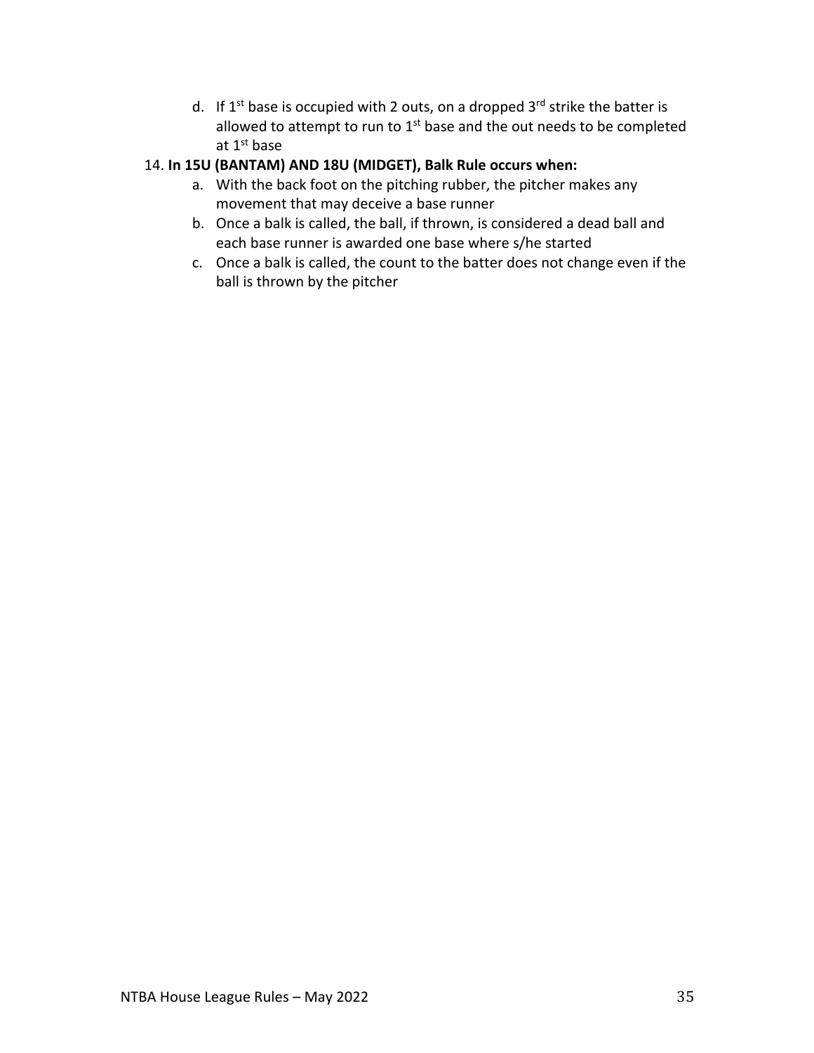d. If 1st base is occupied with 2 outs, on a dropped 3rd strike the batter is allowed to attempt to run to 1st base and the out needs to be completed at 1st base

14. **In 15U (BANTAM) AND 18U (MIDGET), Balk Rule occurs when:**
    a. With the back foot on the pitching rubber, the pitcher makes any movement that may deceive a base runner
    b. Once a balk is called, the ball, if thrown, is considered a dead ball and each base runner is awarded one base where s/he started
    c. Once a balk is called, the count to the batter does not change even if the ball is thrown by the pitcher